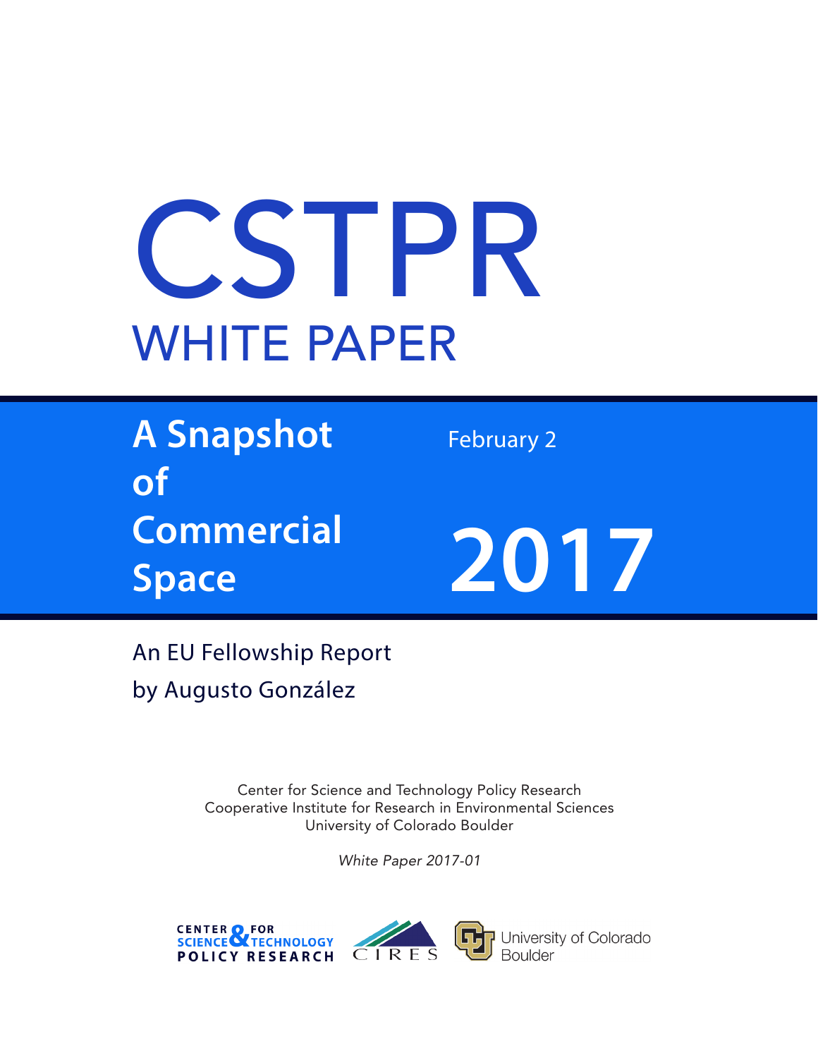# CSTPR

## WHITE PAPER

# A Snapshot of Commercial Space

February 2

2017

An EU Fellowship Report

by Augusto González

Center for Science and Technology Policy Research
Cooperative Institute for Research in Environmental Sciences
University of Colorado Boulder

*White Paper 2017-01*

CENTER FOR SCIENCE & TECHNOLOGY POLICY RESEARCH

CIRES

University of Colorado Boulder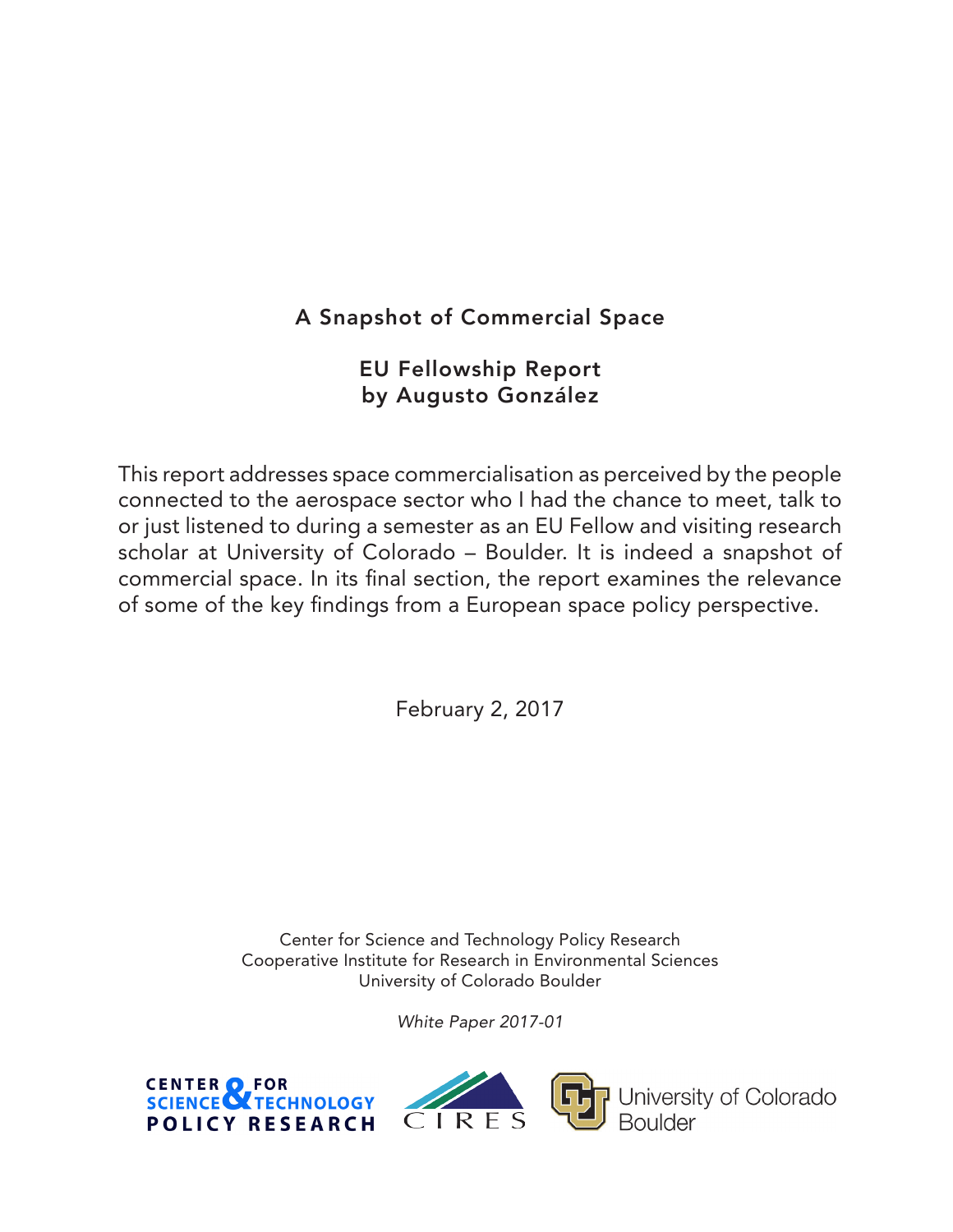# A Snapshot of Commercial Space

## EU Fellowship Report
## by Augusto González

This report addresses space commercialisation as perceived by the people connected to the aerospace sector who I had the chance to meet, talk to or just listened to during a semester as an EU Fellow and visiting research scholar at University of Colorado – Boulder. It is indeed a snapshot of commercial space. In its final section, the report examines the relevance of some of the key findings from a European space policy perspective.

February 2, 2017

Center for Science and Technology Policy Research
Cooperative Institute for Research in Environmental Sciences
University of Colorado Boulder

*White Paper 2017-01*

CENTER FOR SCIENCE & TECHNOLOGY POLICY RESEARCH

CIRES

University of Colorado Boulder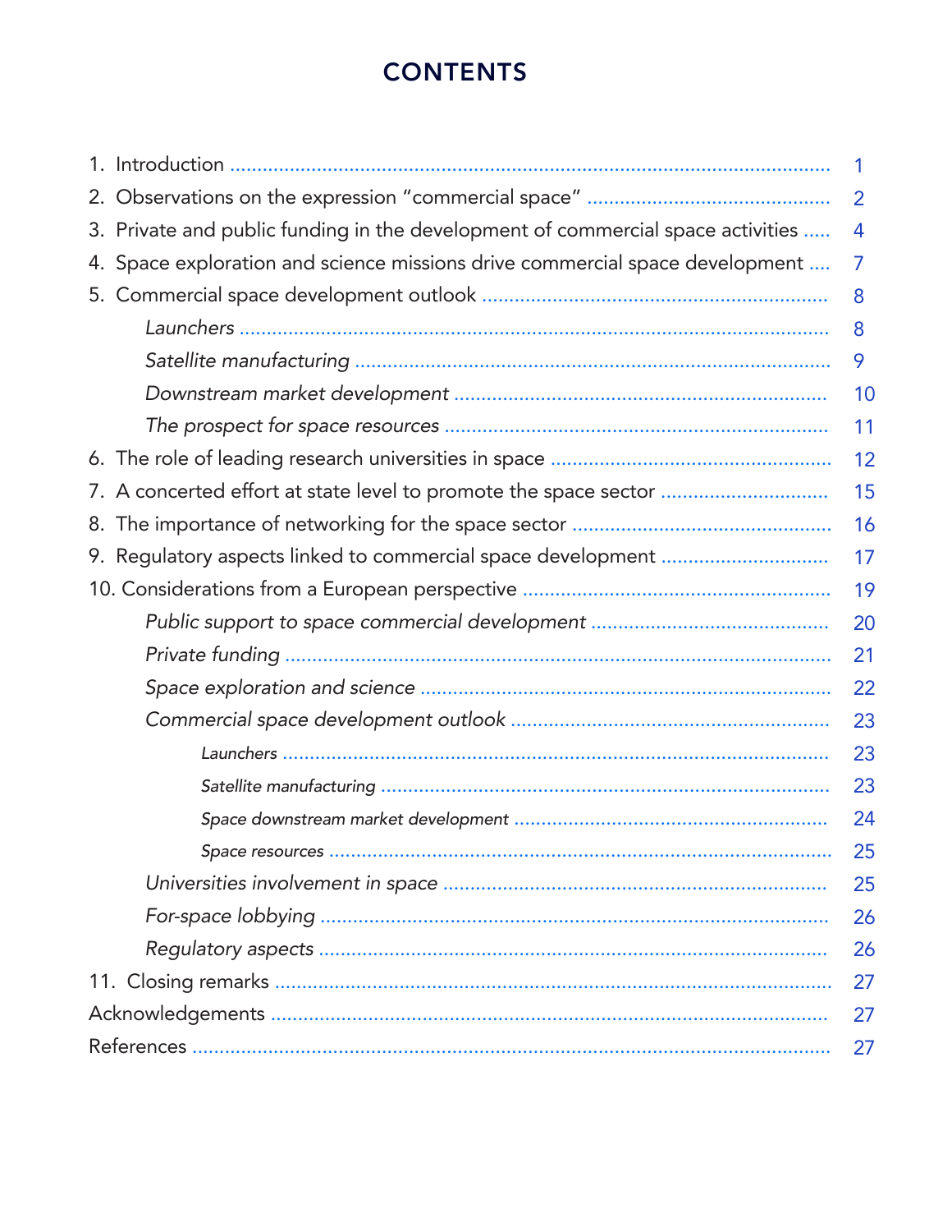# CONTENTS

1. Introduction ........................................................................................................ 1
2. Observations on the expression "commercial space" ............................................ 2
3. Private and public funding in the development of commercial space activities ..... 4
4. Space exploration and science missions drive commercial space development .... 7
5. Commercial space development outlook ................................................................ 8
   - *Launchers* .................................................................................................... 8
   - *Satellite manufacturing* .................................................................................. 9
   - *Downstream market development* .................................................................. 10
   - *The prospect for space resources* .................................................................. 11
6. The role of leading research universities in space ................................................ 12
7. A concerted effort at state level to promote the space sector ............................... 15
8. The importance of networking for the space sector ............................................... 16
9. Regulatory aspects linked to commercial space development ............................... 17
10. Considerations from a European perspective ........................................................ 19
    - *Public support to space commercial development* ........................................... 20
    - *Private funding* ............................................................................................ 21
    - *Space exploration and science* ...................................................................... 22
    - *Commercial space development outlook* ......................................................... 23
      - *Launchers* ............................................................................................... 23
      - *Satellite manufacturing* ............................................................................ 23
      - *Space downstream market development* ....................................................... 24
      - *Space resources* ....................................................................................... 25
    - *Universities involvement in space* .................................................................. 25
    - *For-space lobbying* ........................................................................................ 26
    - *Regulatory aspects* ........................................................................................ 26
11. Closing remarks ................................................................................................ 27

Acknowledgements .................................................................................................. 27

References ................................................................................................................ 27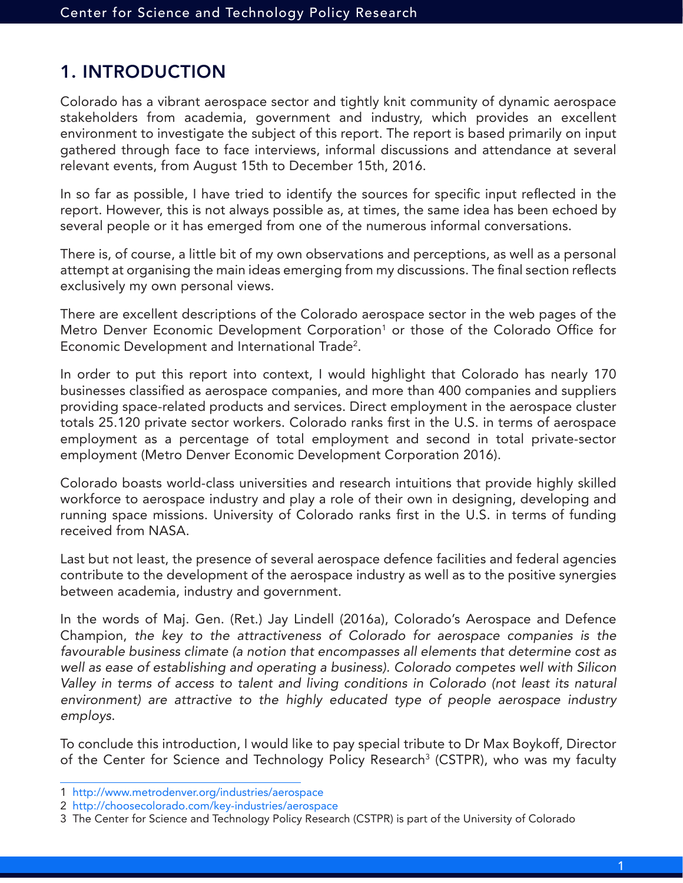## 1. INTRODUCTION

Colorado has a vibrant aerospace sector and tightly knit community of dynamic aerospace stakeholders from academia, government and industry, which provides an excellent environment to investigate the subject of this report. The report is based primarily on input gathered through face to face interviews, informal discussions and attendance at several relevant events, from August 15th to December 15th, 2016.

In so far as possible, I have tried to identify the sources for specific input reflected in the report. However, this is not always possible as, at times, the same idea has been echoed by several people or it has emerged from one of the numerous informal conversations.

There is, of course, a little bit of my own observations and perceptions, as well as a personal attempt at organising the main ideas emerging from my discussions. The final section reflects exclusively my own personal views.

There are excellent descriptions of the Colorado aerospace sector in the web pages of the Metro Denver Economic Development Corporation[1] or those of the Colorado Office for Economic Development and International Trade[2].

In order to put this report into context, I would highlight that Colorado has nearly 170 businesses classified as aerospace companies, and more than 400 companies and suppliers providing space-related products and services. Direct employment in the aerospace cluster totals 25.120 private sector workers. Colorado ranks first in the U.S. in terms of aerospace employment as a percentage of total employment and second in total private-sector employment (Metro Denver Economic Development Corporation 2016).

Colorado boasts world-class universities and research intuitions that provide highly skilled workforce to aerospace industry and play a role of their own in designing, developing and running space missions. University of Colorado ranks first in the U.S. in terms of funding received from NASA.

Last but not least, the presence of several aerospace defence facilities and federal agencies contribute to the development of the aerospace industry as well as to the positive synergies between academia, industry and government.

In the words of Maj. Gen. (Ret.) Jay Lindell (2016a), Colorado's Aerospace and Defence Champion, *the key to the attractiveness of Colorado for aerospace companies is the favourable business climate (a notion that encompasses all elements that determine cost as well as ease of establishing and operating a business). Colorado competes well with Silicon Valley in terms of access to talent and living conditions in Colorado (not least its natural environment) are attractive to the highly educated type of people aerospace industry employs.*

To conclude this introduction, I would like to pay special tribute to Dr Max Boykoff, Director of the Center for Science and Technology Policy Research[3] (CSTPR), who was my faculty

---

1 http://www.metrodenver.org/industries/aerospace

2 http://choosecolorado.com/key-industries/aerospace

3 The Center for Science and Technology Policy Research (CSTPR) is part of the University of Colorado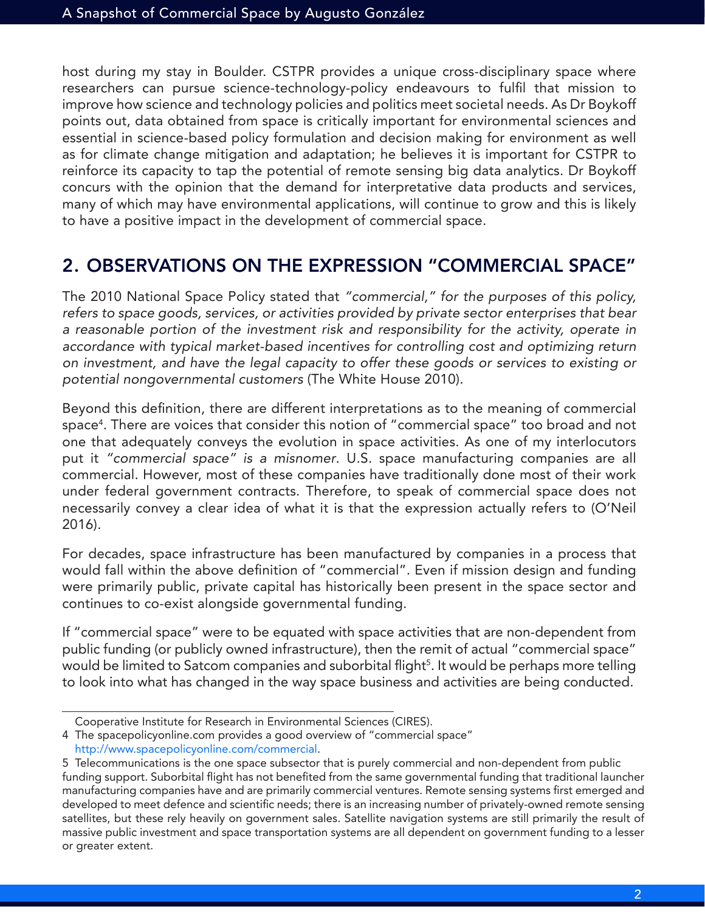host during my stay in Boulder. CSTPR provides a unique cross-disciplinary space where researchers can pursue science-technology-policy endeavours to fulfil that mission to improve how science and technology policies and politics meet societal needs. As Dr Boykoff points out, data obtained from space is critically important for environmental sciences and essential in science-based policy formulation and decision making for environment as well as for climate change mitigation and adaptation; he believes it is important for CSTPR to reinforce its capacity to tap the potential of remote sensing big data analytics. Dr Boykoff concurs with the opinion that the demand for interpretative data products and services, many of which may have environmental applications, will continue to grow and this is likely to have a positive impact in the development of commercial space.

## 2. OBSERVATIONS ON THE EXPRESSION "COMMERCIAL SPACE"

The 2010 National Space Policy stated that *"commercial," for the purposes of this policy, refers to space goods, services, or activities provided by private sector enterprises that bear a reasonable portion of the investment risk and responsibility for the activity, operate in accordance with typical market-based incentives for controlling cost and optimizing return on investment, and have the legal capacity to offer these goods or services to existing or potential nongovernmental customers* (The White House 2010).

Beyond this definition, there are different interpretations as to the meaning of commercial space[4]. There are voices that consider this notion of "commercial space" too broad and not one that adequately conveys the evolution in space activities. As one of my interlocutors put it *"commercial space" is a misnomer*. U.S. space manufacturing companies are all commercial. However, most of these companies have traditionally done most of their work under federal government contracts. Therefore, to speak of commercial space does not necessarily convey a clear idea of what it is that the expression actually refers to (O'Neil 2016).

For decades, space infrastructure has been manufactured by companies in a process that would fall within the above definition of "commercial". Even if mission design and funding were primarily public, private capital has historically been present in the space sector and continues to co-exist alongside governmental funding.

If "commercial space" were to be equated with space activities that are non-dependent from public funding (or publicly owned infrastructure), then the remit of actual "commercial space" would be limited to Satcom companies and suborbital flight[5]. It would be perhaps more telling to look into what has changed in the way space business and activities are being conducted.

---

Cooperative Institute for Research in Environmental Sciences (CIRES).

4 The spacepolicyonline.com provides a good overview of "commercial space" http://www.spacepolicyonline.com/commercial.

5 Telecommunications is the one space subsector that is purely commercial and non-dependent from public funding support. Suborbital flight has not benefited from the same governmental funding that traditional launcher manufacturing companies have and are primarily commercial ventures. Remote sensing systems first emerged and developed to meet defence and scientific needs; there is an increasing number of privately-owned remote sensing satellites, but these rely heavily on government sales. Satellite navigation systems are still primarily the result of massive public investment and space transportation systems are all dependent on government funding to a lesser or greater extent.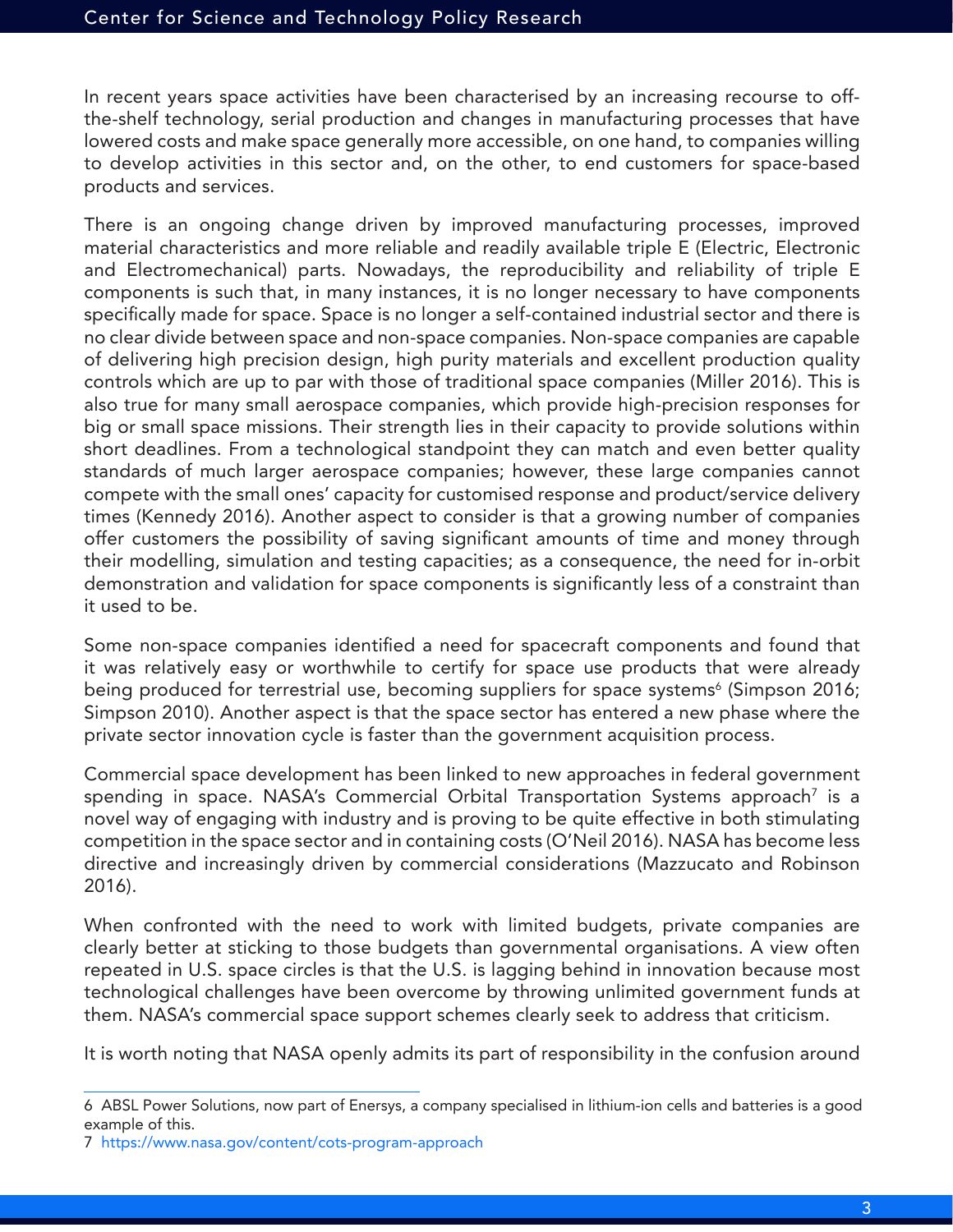In recent years space activities have been characterised by an increasing recourse to off-the-shelf technology, serial production and changes in manufacturing processes that have lowered costs and make space generally more accessible, on one hand, to companies willing to develop activities in this sector and, on the other, to end customers for space-based products and services.

There is an ongoing change driven by improved manufacturing processes, improved material characteristics and more reliable and readily available triple E (Electric, Electronic and Electromechanical) parts. Nowadays, the reproducibility and reliability of triple E components is such that, in many instances, it is no longer necessary to have components specifically made for space. Space is no longer a self-contained industrial sector and there is no clear divide between space and non-space companies. Non-space companies are capable of delivering high precision design, high purity materials and excellent production quality controls which are up to par with those of traditional space companies (Miller 2016). This is also true for many small aerospace companies, which provide high-precision responses for big or small space missions. Their strength lies in their capacity to provide solutions within short deadlines. From a technological standpoint they can match and even better quality standards of much larger aerospace companies; however, these large companies cannot compete with the small ones' capacity for customised response and product/service delivery times (Kennedy 2016). Another aspect to consider is that a growing number of companies offer customers the possibility of saving significant amounts of time and money through their modelling, simulation and testing capacities; as a consequence, the need for in-orbit demonstration and validation for space components is significantly less of a constraint than it used to be.

Some non-space companies identified a need for spacecraft components and found that it was relatively easy or worthwhile to certify for space use products that were already being produced for terrestrial use, becoming suppliers for space systems[6] (Simpson 2016; Simpson 2010). Another aspect is that the space sector has entered a new phase where the private sector innovation cycle is faster than the government acquisition process.

Commercial space development has been linked to new approaches in federal government spending in space. NASA's Commercial Orbital Transportation Systems approach[7] is a novel way of engaging with industry and is proving to be quite effective in both stimulating competition in the space sector and in containing costs (O'Neil 2016). NASA has become less directive and increasingly driven by commercial considerations (Mazzucato and Robinson 2016).

When confronted with the need to work with limited budgets, private companies are clearly better at sticking to those budgets than governmental organisations. A view often repeated in U.S. space circles is that the U.S. is lagging behind in innovation because most technological challenges have been overcome by throwing unlimited government funds at them. NASA's commercial space support schemes clearly seek to address that criticism.

It is worth noting that NASA openly admits its part of responsibility in the confusion around

---

6 ABSL Power Solutions, now part of Enersys, a company specialised in lithium-ion cells and batteries is a good example of this.

7 https://www.nasa.gov/content/cots-program-approach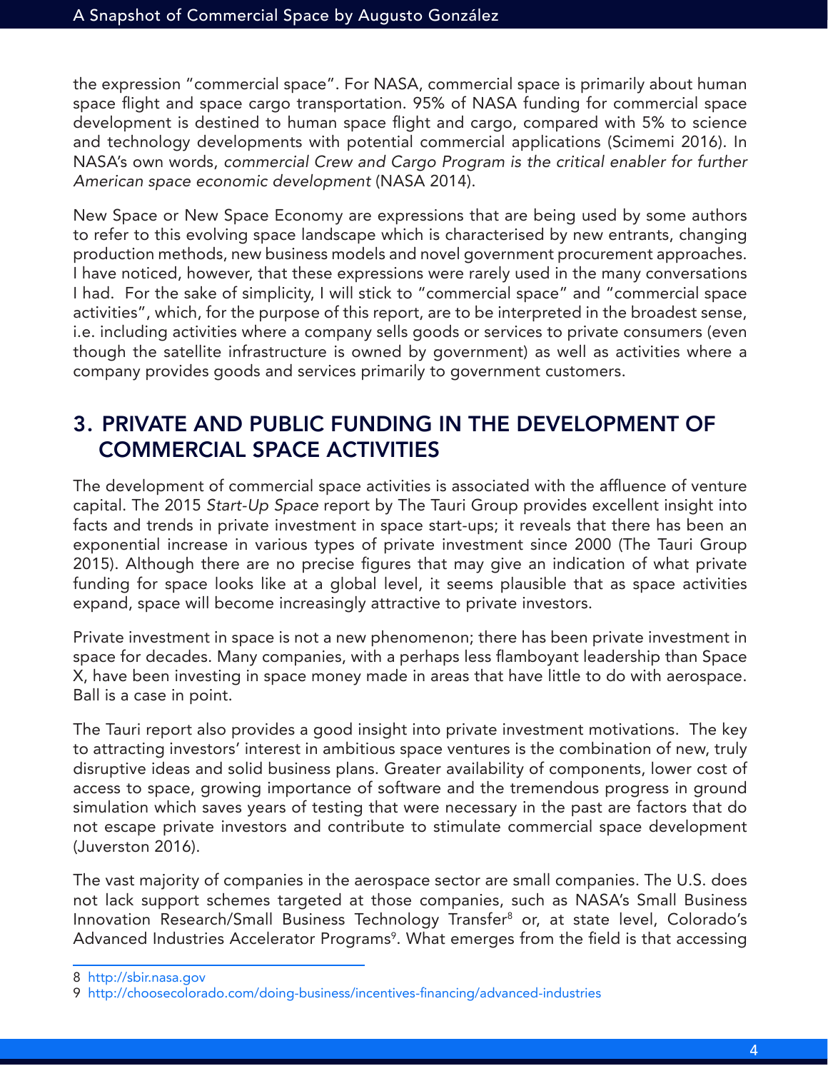the expression "commercial space". For NASA, commercial space is primarily about human space flight and space cargo transportation. 95% of NASA funding for commercial space development is destined to human space flight and cargo, compared with 5% to science and technology developments with potential commercial applications (Scimemi 2016). In NASA's own words, *commercial Crew and Cargo Program is the critical enabler for further American space economic development* (NASA 2014).

New Space or New Space Economy are expressions that are being used by some authors to refer to this evolving space landscape which is characterised by new entrants, changing production methods, new business models and novel government procurement approaches. I have noticed, however, that these expressions were rarely used in the many conversations I had. For the sake of simplicity, I will stick to "commercial space" and "commercial space activities", which, for the purpose of this report, are to be interpreted in the broadest sense, i.e. including activities where a company sells goods or services to private consumers (even though the satellite infrastructure is owned by government) as well as activities where a company provides goods and services primarily to government customers.

## 3. PRIVATE AND PUBLIC FUNDING IN THE DEVELOPMENT OF COMMERCIAL SPACE ACTIVITIES

The development of commercial space activities is associated with the affluence of venture capital. The 2015 *Start-Up Space* report by The Tauri Group provides excellent insight into facts and trends in private investment in space start-ups; it reveals that there has been an exponential increase in various types of private investment since 2000 (The Tauri Group 2015). Although there are no precise figures that may give an indication of what private funding for space looks like at a global level, it seems plausible that as space activities expand, space will become increasingly attractive to private investors.

Private investment in space is not a new phenomenon; there has been private investment in space for decades. Many companies, with a perhaps less flamboyant leadership than Space X, have been investing in space money made in areas that have little to do with aerospace. Ball is a case in point.

The Tauri report also provides a good insight into private investment motivations. The key to attracting investors' interest in ambitious space ventures is the combination of new, truly disruptive ideas and solid business plans. Greater availability of components, lower cost of access to space, growing importance of software and the tremendous progress in ground simulation which saves years of testing that were necessary in the past are factors that do not escape private investors and contribute to stimulate commercial space development (Juverston 2016).

The vast majority of companies in the aerospace sector are small companies. The U.S. does not lack support schemes targeted at those companies, such as NASA's Small Business Innovation Research/Small Business Technology Transfer[8] or, at state level, Colorado's Advanced Industries Accelerator Programs[9]. What emerges from the field is that accessing

8 http://sbir.nasa.gov

9 http://choosecolorado.com/doing-business/incentives-financing/advanced-industries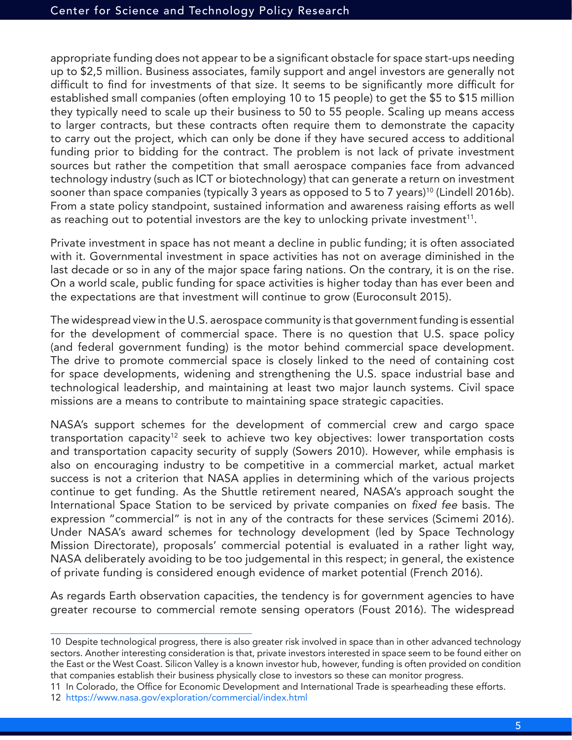appropriate funding does not appear to be a significant obstacle for space start-ups needing up to $2,5 million. Business associates, family support and angel investors are generally not difficult to find for investments of that size. It seems to be significantly more difficult for established small companies (often employing 10 to 15 people) to get the $5 to $15 million they typically need to scale up their business to 50 to 55 people. Scaling up means access to larger contracts, but these contracts often require them to demonstrate the capacity to carry out the project, which can only be done if they have secured access to additional funding prior to bidding for the contract. The problem is not lack of private investment sources but rather the competition that small aerospace companies face from advanced technology industry (such as ICT or biotechnology) that can generate a return on investment sooner than space companies (typically 3 years as opposed to 5 to 7 years)[10] (Lindell 2016b). From a state policy standpoint, sustained information and awareness raising efforts as well as reaching out to potential investors are the key to unlocking private investment[11].

Private investment in space has not meant a decline in public funding; it is often associated with it. Governmental investment in space activities has not on average diminished in the last decade or so in any of the major space faring nations. On the contrary, it is on the rise. On a world scale, public funding for space activities is higher today than has ever been and the expectations are that investment will continue to grow (Euroconsult 2015).

The widespread view in the U.S. aerospace community is that government funding is essential for the development of commercial space. There is no question that U.S. space policy (and federal government funding) is the motor behind commercial space development. The drive to promote commercial space is closely linked to the need of containing cost for space developments, widening and strengthening the U.S. space industrial base and technological leadership, and maintaining at least two major launch systems. Civil space missions are a means to contribute to maintaining space strategic capacities.

NASA's support schemes for the development of commercial crew and cargo space transportation capacity[12] seek to achieve two key objectives: lower transportation costs and transportation capacity security of supply (Sowers 2010). However, while emphasis is also on encouraging industry to be competitive in a commercial market, actual market success is not a criterion that NASA applies in determining which of the various projects continue to get funding. As the Shuttle retirement neared, NASA's approach sought the International Space Station to be serviced by private companies on *fixed fee* basis. The expression "commercial" is not in any of the contracts for these services (Scimemi 2016). Under NASA's award schemes for technology development (led by Space Technology Mission Directorate), proposals' commercial potential is evaluated in a rather light way, NASA deliberately avoiding to be too judgemental in this respect; in general, the existence of private funding is considered enough evidence of market potential (French 2016).

As regards Earth observation capacities, the tendency is for government agencies to have greater recourse to commercial remote sensing operators (Foust 2016). The widespread

---

10 Despite technological progress, there is also greater risk involved in space than in other advanced technology sectors. Another interesting consideration is that, private investors interested in space seem to be found either on the East or the West Coast. Silicon Valley is a known investor hub, however, funding is often provided on condition that companies establish their business physically close to investors so these can monitor progress.

11 In Colorado, the Office for Economic Development and International Trade is spearheading these efforts.

12 https://www.nasa.gov/exploration/commercial/index.html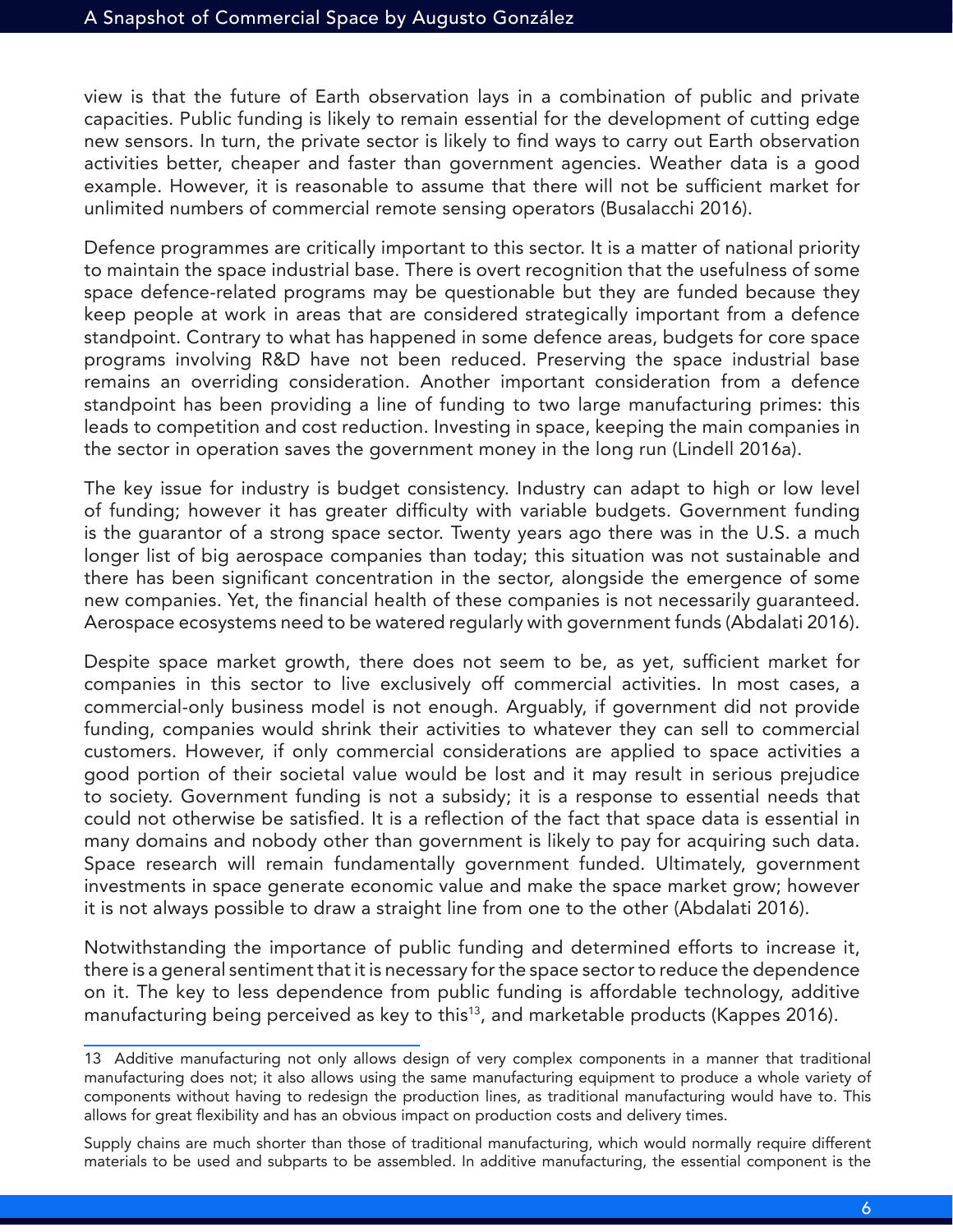view is that the future of Earth observation lays in a combination of public and private capacities. Public funding is likely to remain essential for the development of cutting edge new sensors. In turn, the private sector is likely to find ways to carry out Earth observation activities better, cheaper and faster than government agencies. Weather data is a good example. However, it is reasonable to assume that there will not be sufficient market for unlimited numbers of commercial remote sensing operators (Busalacchi 2016).

Defence programmes are critically important to this sector. It is a matter of national priority to maintain the space industrial base. There is overt recognition that the usefulness of some space defence-related programs may be questionable but they are funded because they keep people at work in areas that are considered strategically important from a defence standpoint. Contrary to what has happened in some defence areas, budgets for core space programs involving R&D have not been reduced. Preserving the space industrial base remains an overriding consideration. Another important consideration from a defence standpoint has been providing a line of funding to two large manufacturing primes: this leads to competition and cost reduction. Investing in space, keeping the main companies in the sector in operation saves the government money in the long run (Lindell 2016a).

The key issue for industry is budget consistency. Industry can adapt to high or low level of funding; however it has greater difficulty with variable budgets. Government funding is the guarantor of a strong space sector. Twenty years ago there was in the U.S. a much longer list of big aerospace companies than today; this situation was not sustainable and there has been significant concentration in the sector, alongside the emergence of some new companies. Yet, the financial health of these companies is not necessarily guaranteed. Aerospace ecosystems need to be watered regularly with government funds (Abdalati 2016).

Despite space market growth, there does not seem to be, as yet, sufficient market for companies in this sector to live exclusively off commercial activities. In most cases, a commercial-only business model is not enough. Arguably, if government did not provide funding, companies would shrink their activities to whatever they can sell to commercial customers. However, if only commercial considerations are applied to space activities a good portion of their societal value would be lost and it may result in serious prejudice to society. Government funding is not a subsidy; it is a response to essential needs that could not otherwise be satisfied. It is a reflection of the fact that space data is essential in many domains and nobody other than government is likely to pay for acquiring such data. Space research will remain fundamentally government funded. Ultimately, government investments in space generate economic value and make the space market grow; however it is not always possible to draw a straight line from one to the other (Abdalati 2016).

Notwithstanding the importance of public funding and determined efforts to increase it, there is a general sentiment that it is necessary for the space sector to reduce the dependence on it. The key to less dependence from public funding is affordable technology, additive manufacturing being perceived as key to this[13], and marketable products (Kappes 2016).

---

13 Additive manufacturing not only allows design of very complex components in a manner that traditional manufacturing does not; it also allows using the same manufacturing equipment to produce a whole variety of components without having to redesign the production lines, as traditional manufacturing would have to. This allows for great flexibility and has an obvious impact on production costs and delivery times.

Supply chains are much shorter than those of traditional manufacturing, which would normally require different materials to be used and subparts to be assembled. In additive manufacturing, the essential component is the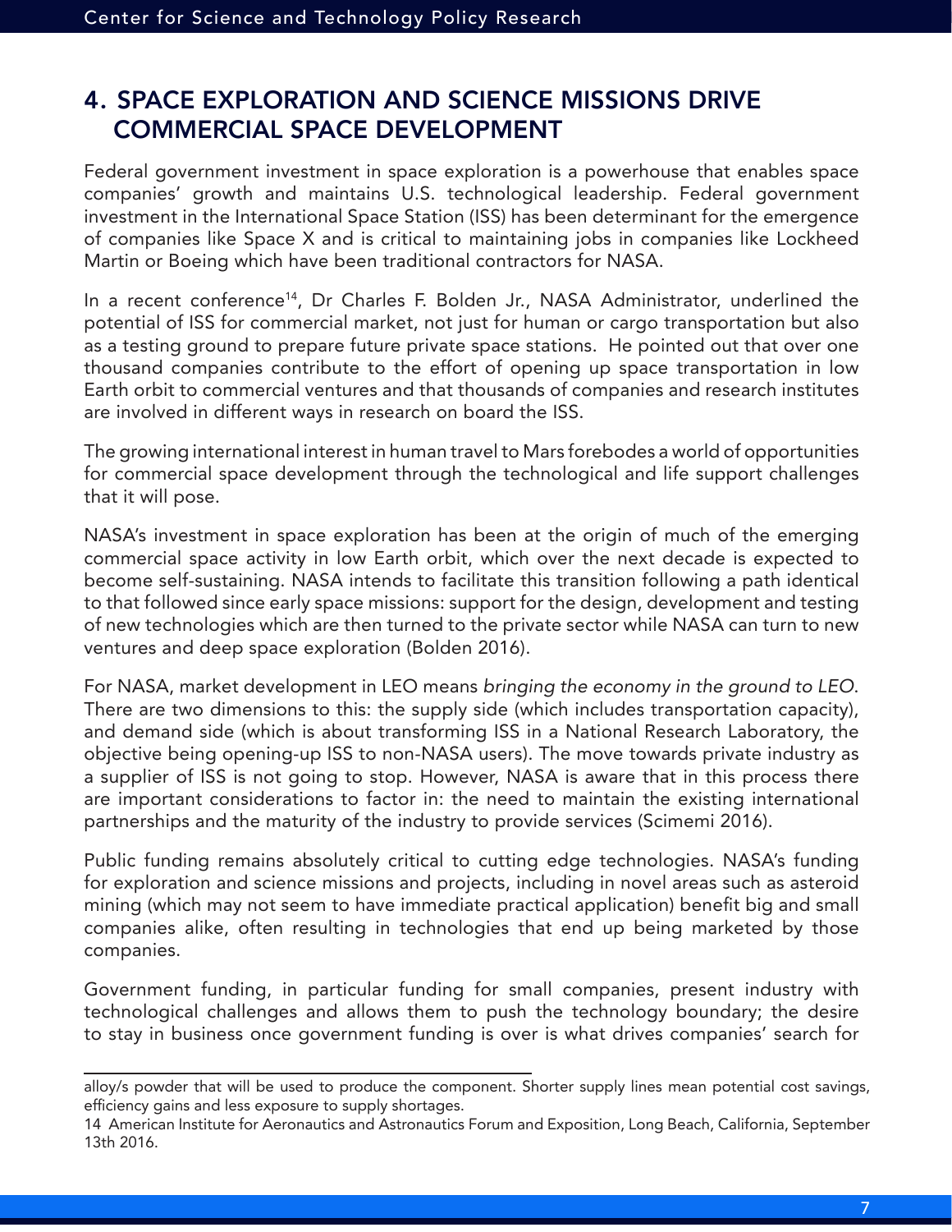## 4. SPACE EXPLORATION AND SCIENCE MISSIONS DRIVE COMMERCIAL SPACE DEVELOPMENT

Federal government investment in space exploration is a powerhouse that enables space companies' growth and maintains U.S. technological leadership. Federal government investment in the International Space Station (ISS) has been determinant for the emergence of companies like Space X and is critical to maintaining jobs in companies like Lockheed Martin or Boeing which have been traditional contractors for NASA.

In a recent conference[14], Dr Charles F. Bolden Jr., NASA Administrator, underlined the potential of ISS for commercial market, not just for human or cargo transportation but also as a testing ground to prepare future private space stations. He pointed out that over one thousand companies contribute to the effort of opening up space transportation in low Earth orbit to commercial ventures and that thousands of companies and research institutes are involved in different ways in research on board the ISS.

The growing international interest in human travel to Mars forebodes a world of opportunities for commercial space development through the technological and life support challenges that it will pose.

NASA's investment in space exploration has been at the origin of much of the emerging commercial space activity in low Earth orbit, which over the next decade is expected to become self-sustaining. NASA intends to facilitate this transition following a path identical to that followed since early space missions: support for the design, development and testing of new technologies which are then turned to the private sector while NASA can turn to new ventures and deep space exploration (Bolden 2016).

For NASA, market development in LEO means *bringing the economy in the ground to LEO*. There are two dimensions to this: the supply side (which includes transportation capacity), and demand side (which is about transforming ISS in a National Research Laboratory, the objective being opening-up ISS to non-NASA users). The move towards private industry as a supplier of ISS is not going to stop. However, NASA is aware that in this process there are important considerations to factor in: the need to maintain the existing international partnerships and the maturity of the industry to provide services (Scimemi 2016).

Public funding remains absolutely critical to cutting edge technologies. NASA's funding for exploration and science missions and projects, including in novel areas such as asteroid mining (which may not seem to have immediate practical application) benefit big and small companies alike, often resulting in technologies that end up being marketed by those companies.

Government funding, in particular funding for small companies, present industry with technological challenges and allows them to push the technology boundary; the desire to stay in business once government funding is over is what drives companies' search for

---

alloy/s powder that will be used to produce the component. Shorter supply lines mean potential cost savings, efficiency gains and less exposure to supply shortages.

14 American Institute for Aeronautics and Astronautics Forum and Exposition, Long Beach, California, September 13th 2016.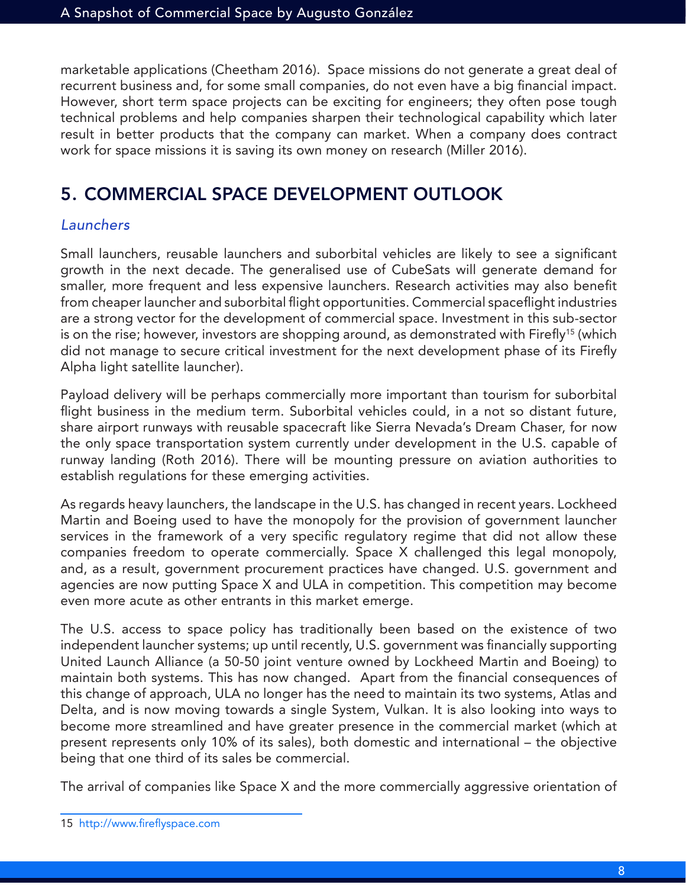marketable applications (Cheetham 2016). Space missions do not generate a great deal of recurrent business and, for some small companies, do not even have a big financial impact. However, short term space projects can be exciting for engineers; they often pose tough technical problems and help companies sharpen their technological capability which later result in better products that the company can market. When a company does contract work for space missions it is saving its own money on research (Miller 2016).

## 5. COMMERCIAL SPACE DEVELOPMENT OUTLOOK

### *Launchers*

Small launchers, reusable launchers and suborbital vehicles are likely to see a significant growth in the next decade. The generalised use of CubeSats will generate demand for smaller, more frequent and less expensive launchers. Research activities may also benefit from cheaper launcher and suborbital flight opportunities. Commercial spaceflight industries are a strong vector for the development of commercial space. Investment in this sub-sector is on the rise; however, investors are shopping around, as demonstrated with Firefly[15] (which did not manage to secure critical investment for the next development phase of its Firefly Alpha light satellite launcher).

Payload delivery will be perhaps commercially more important than tourism for suborbital flight business in the medium term. Suborbital vehicles could, in a not so distant future, share airport runways with reusable spacecraft like Sierra Nevada's Dream Chaser, for now the only space transportation system currently under development in the U.S. capable of runway landing (Roth 2016). There will be mounting pressure on aviation authorities to establish regulations for these emerging activities.

As regards heavy launchers, the landscape in the U.S. has changed in recent years. Lockheed Martin and Boeing used to have the monopoly for the provision of government launcher services in the framework of a very specific regulatory regime that did not allow these companies freedom to operate commercially. Space X challenged this legal monopoly, and, as a result, government procurement practices have changed. U.S. government and agencies are now putting Space X and ULA in competition. This competition may become even more acute as other entrants in this market emerge.

The U.S. access to space policy has traditionally been based on the existence of two independent launcher systems; up until recently, U.S. government was financially supporting United Launch Alliance (a 50-50 joint venture owned by Lockheed Martin and Boeing) to maintain both systems. This has now changed. Apart from the financial consequences of this change of approach, ULA no longer has the need to maintain its two systems, Atlas and Delta, and is now moving towards a single System, Vulkan. It is also looking into ways to become more streamlined and have greater presence in the commercial market (which at present represents only 10% of its sales), both domestic and international – the objective being that one third of its sales be commercial.

The arrival of companies like Space X and the more commercially aggressive orientation of

---

15 http://www.fireflyspace.com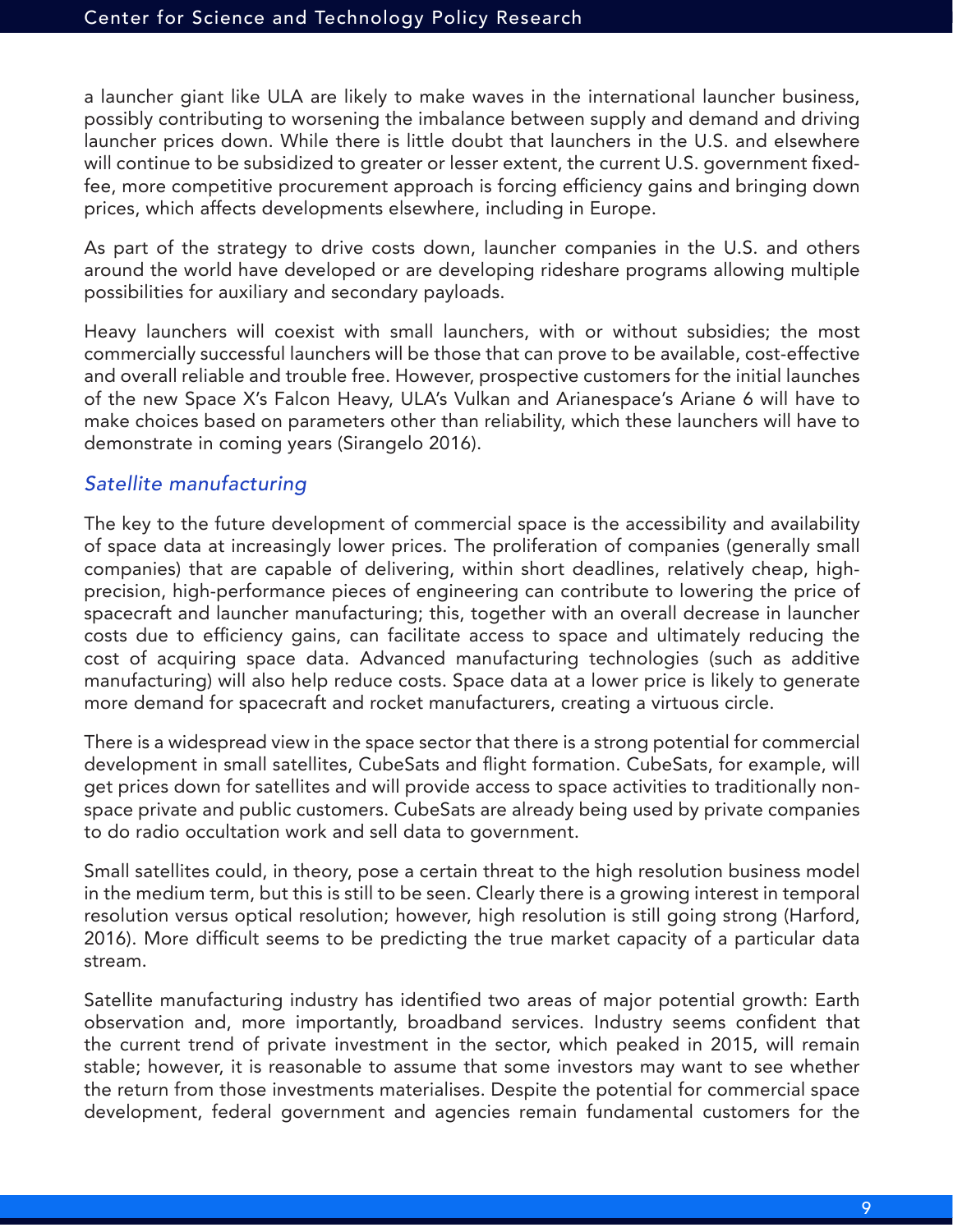a launcher giant like ULA are likely to make waves in the international launcher business, possibly contributing to worsening the imbalance between supply and demand and driving launcher prices down. While there is little doubt that launchers in the U.S. and elsewhere will continue to be subsidized to greater or lesser extent, the current U.S. government fixed-fee, more competitive procurement approach is forcing efficiency gains and bringing down prices, which affects developments elsewhere, including in Europe.

As part of the strategy to drive costs down, launcher companies in the U.S. and others around the world have developed or are developing rideshare programs allowing multiple possibilities for auxiliary and secondary payloads.

Heavy launchers will coexist with small launchers, with or without subsidies; the most commercially successful launchers will be those that can prove to be available, cost-effective and overall reliable and trouble free. However, prospective customers for the initial launches of the new Space X's Falcon Heavy, ULA's Vulkan and Arianespace's Ariane 6 will have to make choices based on parameters other than reliability, which these launchers will have to demonstrate in coming years (Sirangelo 2016).

### *Satellite manufacturing*

The key to the future development of commercial space is the accessibility and availability of space data at increasingly lower prices. The proliferation of companies (generally small companies) that are capable of delivering, within short deadlines, relatively cheap, high-precision, high-performance pieces of engineering can contribute to lowering the price of spacecraft and launcher manufacturing; this, together with an overall decrease in launcher costs due to efficiency gains, can facilitate access to space and ultimately reducing the cost of acquiring space data. Advanced manufacturing technologies (such as additive manufacturing) will also help reduce costs. Space data at a lower price is likely to generate more demand for spacecraft and rocket manufacturers, creating a virtuous circle.

There is a widespread view in the space sector that there is a strong potential for commercial development in small satellites, CubeSats and flight formation. CubeSats, for example, will get prices down for satellites and will provide access to space activities to traditionally non-space private and public customers. CubeSats are already being used by private companies to do radio occultation work and sell data to government.

Small satellites could, in theory, pose a certain threat to the high resolution business model in the medium term, but this is still to be seen. Clearly there is a growing interest in temporal resolution versus optical resolution; however, high resolution is still going strong (Harford, 2016). More difficult seems to be predicting the true market capacity of a particular data stream.

Satellite manufacturing industry has identified two areas of major potential growth: Earth observation and, more importantly, broadband services. Industry seems confident that the current trend of private investment in the sector, which peaked in 2015, will remain stable; however, it is reasonable to assume that some investors may want to see whether the return from those investments materialises. Despite the potential for commercial space development, federal government and agencies remain fundamental customers for the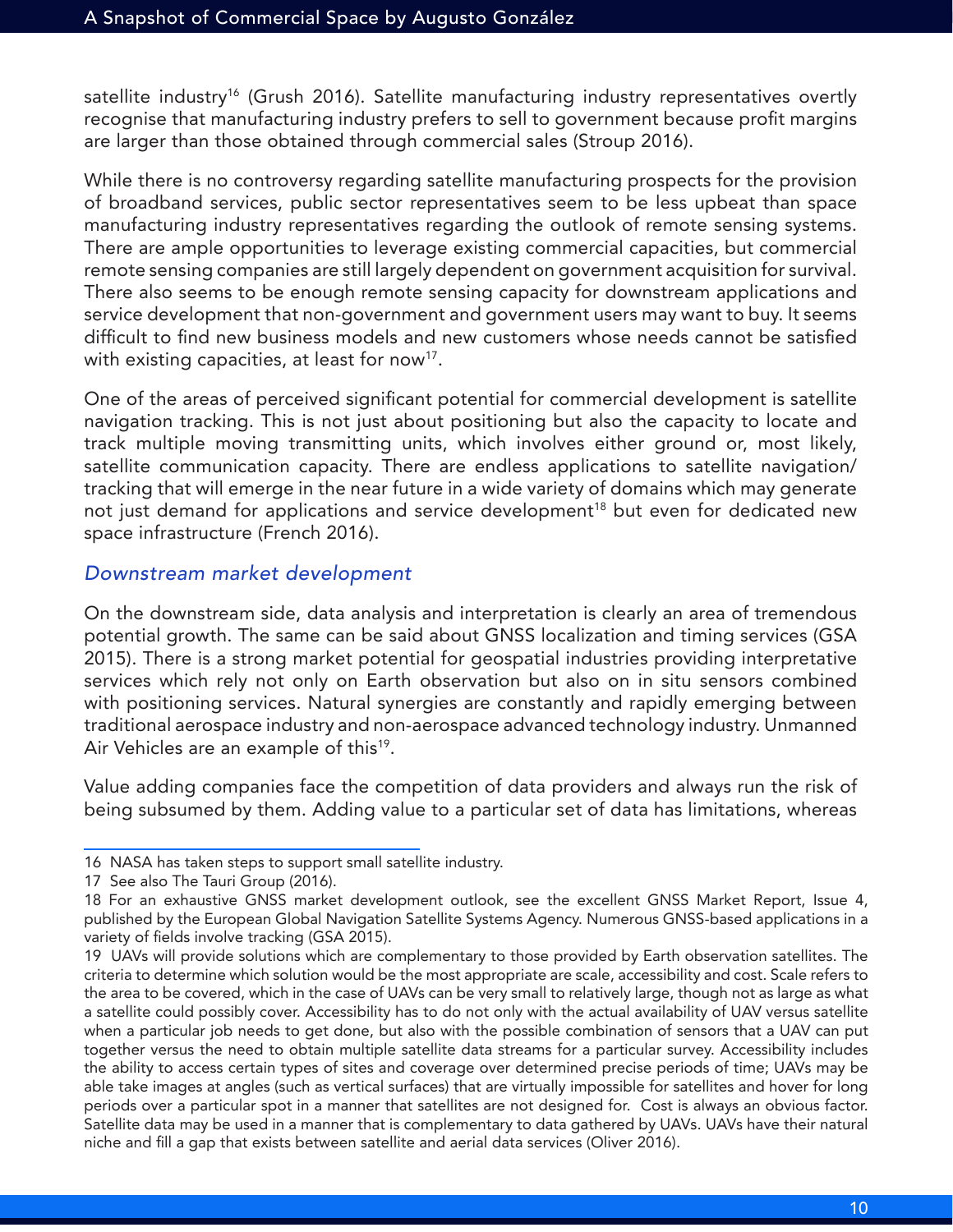satellite industry[16] (Grush 2016). Satellite manufacturing industry representatives overtly recognise that manufacturing industry prefers to sell to government because profit margins are larger than those obtained through commercial sales (Stroup 2016).

While there is no controversy regarding satellite manufacturing prospects for the provision of broadband services, public sector representatives seem to be less upbeat than space manufacturing industry representatives regarding the outlook of remote sensing systems. There are ample opportunities to leverage existing commercial capacities, but commercial remote sensing companies are still largely dependent on government acquisition for survival. There also seems to be enough remote sensing capacity for downstream applications and service development that non-government and government users may want to buy. It seems difficult to find new business models and new customers whose needs cannot be satisfied with existing capacities, at least for now[17].

One of the areas of perceived significant potential for commercial development is satellite navigation tracking. This is not just about positioning but also the capacity to locate and track multiple moving transmitting units, which involves either ground or, most likely, satellite communication capacity. There are endless applications to satellite navigation/tracking that will emerge in the near future in a wide variety of domains which may generate not just demand for applications and service development[18] but even for dedicated new space infrastructure (French 2016).

### *Downstream market development*

On the downstream side, data analysis and interpretation is clearly an area of tremendous potential growth. The same can be said about GNSS localization and timing services (GSA 2015). There is a strong market potential for geospatial industries providing interpretative services which rely not only on Earth observation but also on in situ sensors combined with positioning services. Natural synergies are constantly and rapidly emerging between traditional aerospace industry and non-aerospace advanced technology industry. Unmanned Air Vehicles are an example of this[19].

Value adding companies face the competition of data providers and always run the risk of being subsumed by them. Adding value to a particular set of data has limitations, whereas

---

16 NASA has taken steps to support small satellite industry.

17 See also The Tauri Group (2016).

18 For an exhaustive GNSS market development outlook, see the excellent GNSS Market Report, Issue 4, published by the European Global Navigation Satellite Systems Agency. Numerous GNSS-based applications in a variety of fields involve tracking (GSA 2015).

19 UAVs will provide solutions which are complementary to those provided by Earth observation satellites. The criteria to determine which solution would be the most appropriate are scale, accessibility and cost. Scale refers to the area to be covered, which in the case of UAVs can be very small to relatively large, though not as large as what a satellite could possibly cover. Accessibility has to do not only with the actual availability of UAV versus satellite when a particular job needs to get done, but also with the possible combination of sensors that a UAV can put together versus the need to obtain multiple satellite data streams for a particular survey. Accessibility includes the ability to access certain types of sites and coverage over determined precise periods of time; UAVs may be able take images at angles (such as vertical surfaces) that are virtually impossible for satellites and hover for long periods over a particular spot in a manner that satellites are not designed for. Cost is always an obvious factor. Satellite data may be used in a manner that is complementary to data gathered by UAVs. UAVs have their natural niche and fill a gap that exists between satellite and aerial data services (Oliver 2016).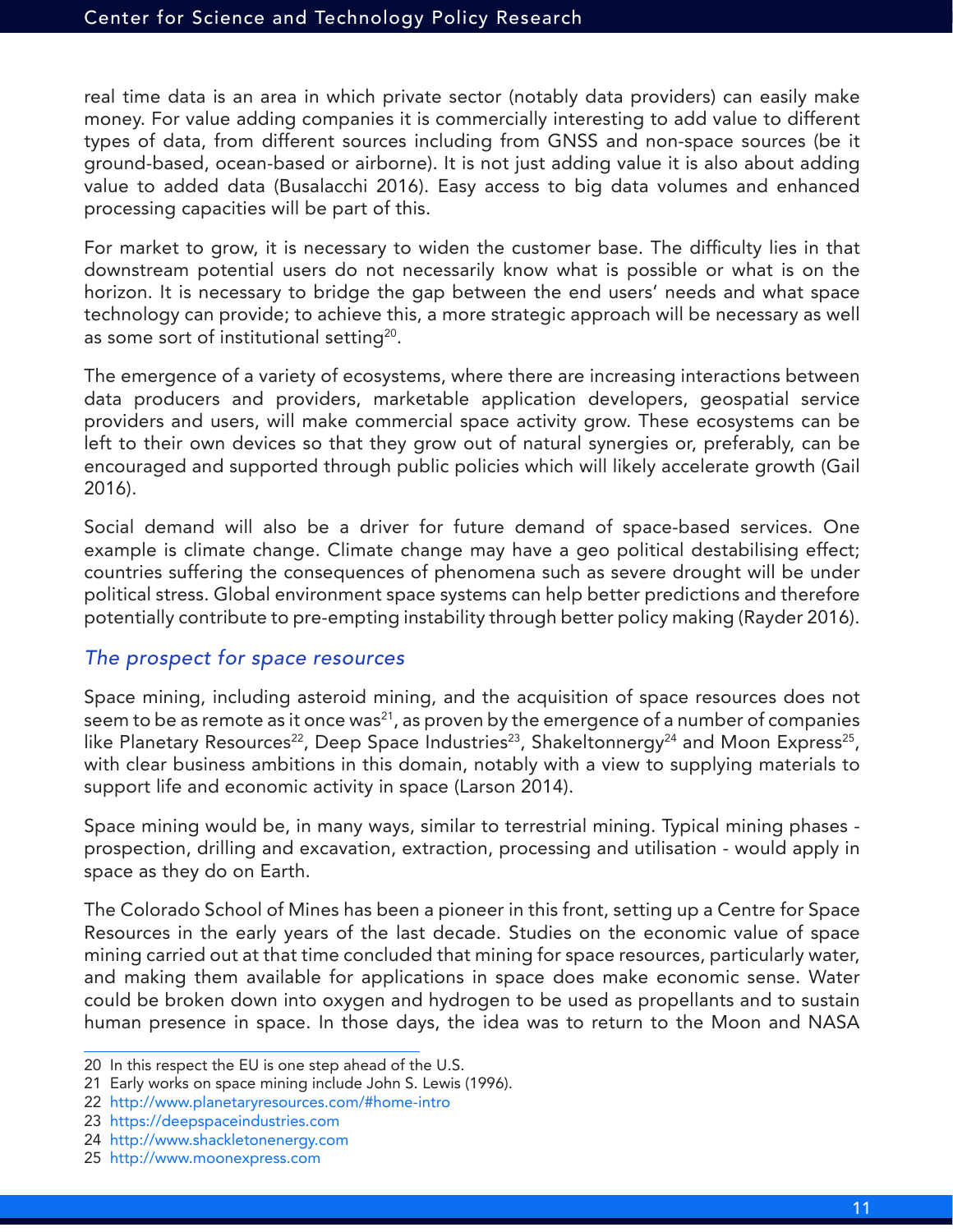real time data is an area in which private sector (notably data providers) can easily make money. For value adding companies it is commercially interesting to add value to different types of data, from different sources including from GNSS and non-space sources (be it ground-based, ocean-based or airborne). It is not just adding value it is also about adding value to added data (Busalacchi 2016). Easy access to big data volumes and enhanced processing capacities will be part of this.

For market to grow, it is necessary to widen the customer base. The difficulty lies in that downstream potential users do not necessarily know what is possible or what is on the horizon. It is necessary to bridge the gap between the end users' needs and what space technology can provide; to achieve this, a more strategic approach will be necessary as well as some sort of institutional setting[20].

The emergence of a variety of ecosystems, where there are increasing interactions between data producers and providers, marketable application developers, geospatial service providers and users, will make commercial space activity grow. These ecosystems can be left to their own devices so that they grow out of natural synergies or, preferably, can be encouraged and supported through public policies which will likely accelerate growth (Gail 2016).

Social demand will also be a driver for future demand of space-based services. One example is climate change. Climate change may have a geo political destabilising effect; countries suffering the consequences of phenomena such as severe drought will be under political stress. Global environment space systems can help better predictions and therefore potentially contribute to pre-empting instability through better policy making (Rayder 2016).

### *The prospect for space resources*

Space mining, including asteroid mining, and the acquisition of space resources does not seem to be as remote as it once was[21], as proven by the emergence of a number of companies like Planetary Resources[22], Deep Space Industries[23], Shakeltonnergy[24] and Moon Express[25], with clear business ambitions in this domain, notably with a view to supplying materials to support life and economic activity in space (Larson 2014).

Space mining would be, in many ways, similar to terrestrial mining. Typical mining phases - prospection, drilling and excavation, extraction, processing and utilisation - would apply in space as they do on Earth.

The Colorado School of Mines has been a pioneer in this front, setting up a Centre for Space Resources in the early years of the last decade. Studies on the economic value of space mining carried out at that time concluded that mining for space resources, particularly water, and making them available for applications in space does make economic sense. Water could be broken down into oxygen and hydrogen to be used as propellants and to sustain human presence in space. In those days, the idea was to return to the Moon and NASA

---

20 In this respect the EU is one step ahead of the U.S.

21 Early works on space mining include John S. Lewis (1996).

22 http://www.planetaryresources.com/#home-intro

23 https://deepspaceindustries.com

24 http://www.shackletonenergy.com

25 http://www.moonexpress.com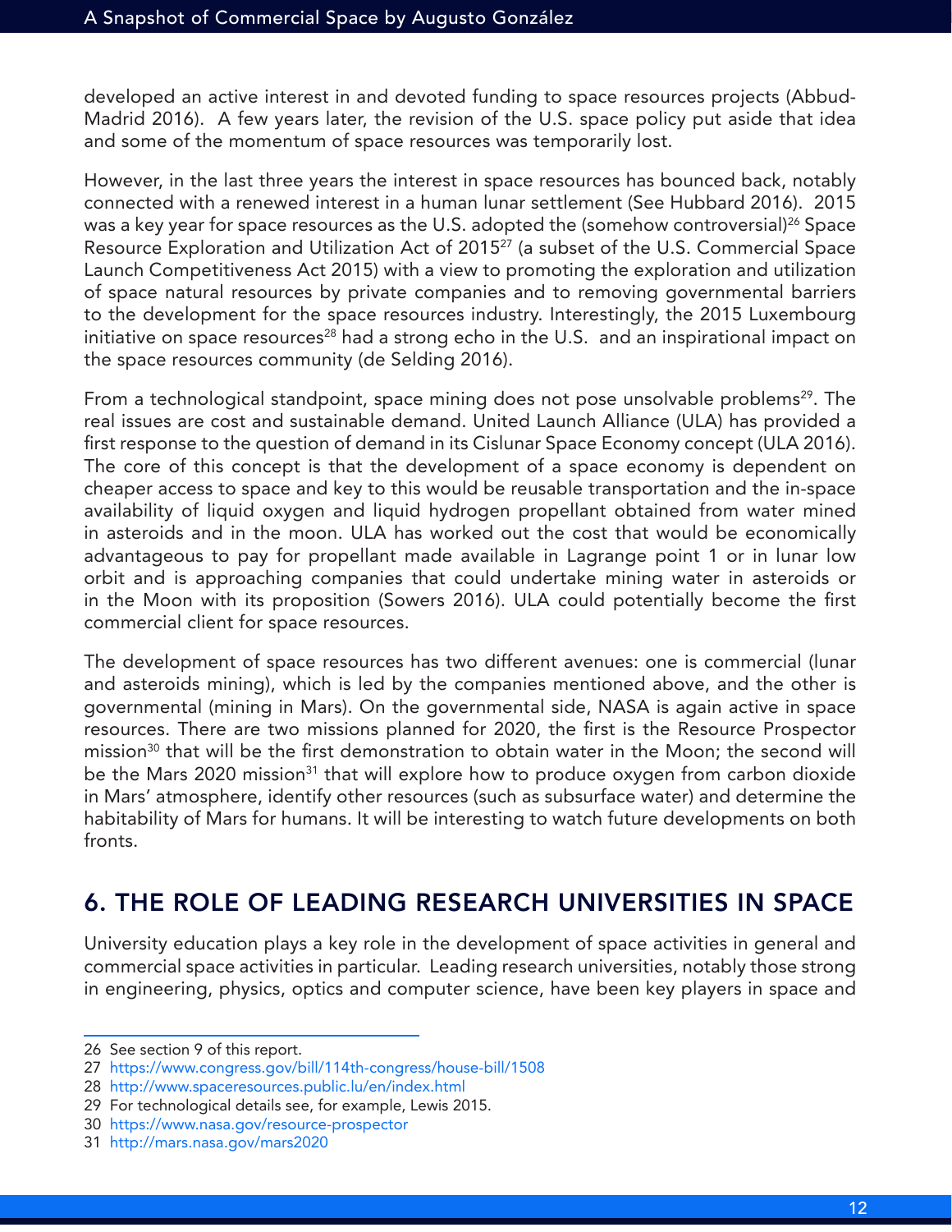developed an active interest in and devoted funding to space resources projects (Abbud-Madrid 2016). A few years later, the revision of the U.S. space policy put aside that idea and some of the momentum of space resources was temporarily lost.

However, in the last three years the interest in space resources has bounced back, notably connected with a renewed interest in a human lunar settlement (See Hubbard 2016). 2015 was a key year for space resources as the U.S. adopted the (somehow controversial)[26] Space Resource Exploration and Utilization Act of 2015[27] (a subset of the U.S. Commercial Space Launch Competitiveness Act 2015) with a view to promoting the exploration and utilization of space natural resources by private companies and to removing governmental barriers to the development for the space resources industry. Interestingly, the 2015 Luxembourg initiative on space resources[28] had a strong echo in the U.S. and an inspirational impact on the space resources community (de Selding 2016).

From a technological standpoint, space mining does not pose unsolvable problems[29]. The real issues are cost and sustainable demand. United Launch Alliance (ULA) has provided a first response to the question of demand in its Cislunar Space Economy concept (ULA 2016). The core of this concept is that the development of a space economy is dependent on cheaper access to space and key to this would be reusable transportation and the in-space availability of liquid oxygen and liquid hydrogen propellant obtained from water mined in asteroids and in the moon. ULA has worked out the cost that would be economically advantageous to pay for propellant made available in Lagrange point 1 or in lunar low orbit and is approaching companies that could undertake mining water in asteroids or in the Moon with its proposition (Sowers 2016). ULA could potentially become the first commercial client for space resources.

The development of space resources has two different avenues: one is commercial (lunar and asteroids mining), which is led by the companies mentioned above, and the other is governmental (mining in Mars). On the governmental side, NASA is again active in space resources. There are two missions planned for 2020, the first is the Resource Prospector mission[30] that will be the first demonstration to obtain water in the Moon; the second will be the Mars 2020 mission[31] that will explore how to produce oxygen from carbon dioxide in Mars' atmosphere, identify other resources (such as subsurface water) and determine the habitability of Mars for humans. It will be interesting to watch future developments on both fronts.

## 6. THE ROLE OF LEADING RESEARCH UNIVERSITIES IN SPACE

University education plays a key role in the development of space activities in general and commercial space activities in particular. Leading research universities, notably those strong in engineering, physics, optics and computer science, have been key players in space and

---

26 See section 9 of this report.

27 https://www.congress.gov/bill/114th-congress/house-bill/1508

28 http://www.spaceresources.public.lu/en/index.html

29 For technological details see, for example, Lewis 2015.

30 https://www.nasa.gov/resource-prospector

31 http://mars.nasa.gov/mars2020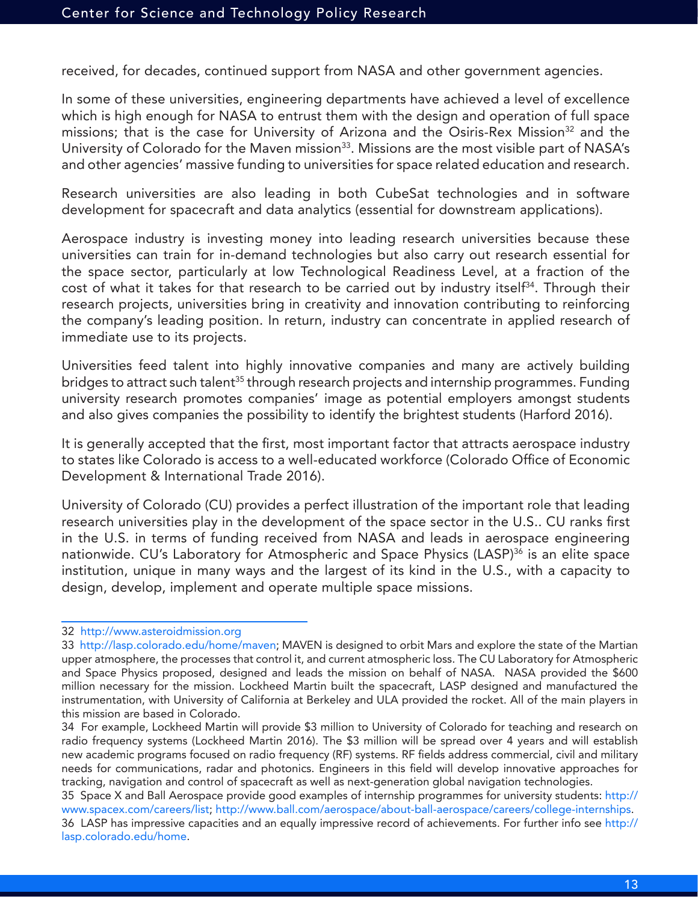received, for decades, continued support from NASA and other government agencies.

In some of these universities, engineering departments have achieved a level of excellence which is high enough for NASA to entrust them with the design and operation of full space missions; that is the case for University of Arizona and the Osiris-Rex Mission[32] and the University of Colorado for the Maven mission[33]. Missions are the most visible part of NASA's and other agencies' massive funding to universities for space related education and research.

Research universities are also leading in both CubeSat technologies and in software development for spacecraft and data analytics (essential for downstream applications).

Aerospace industry is investing money into leading research universities because these universities can train for in-demand technologies but also carry out research essential for the space sector, particularly at low Technological Readiness Level, at a fraction of the cost of what it takes for that research to be carried out by industry itself[34]. Through their research projects, universities bring in creativity and innovation contributing to reinforcing the company's leading position. In return, industry can concentrate in applied research of immediate use to its projects.

Universities feed talent into highly innovative companies and many are actively building bridges to attract such talent[35] through research projects and internship programmes. Funding university research promotes companies' image as potential employers amongst students and also gives companies the possibility to identify the brightest students (Harford 2016).

It is generally accepted that the first, most important factor that attracts aerospace industry to states like Colorado is access to a well-educated workforce (Colorado Office of Economic Development & International Trade 2016).

University of Colorado (CU) provides a perfect illustration of the important role that leading research universities play in the development of the space sector in the U.S.. CU ranks first in the U.S. in terms of funding received from NASA and leads in aerospace engineering nationwide. CU's Laboratory for Atmospheric and Space Physics (LASP)[36] is an elite space institution, unique in many ways and the largest of its kind in the U.S., with a capacity to design, develop, implement and operate multiple space missions.

---

32 http://www.asteroidmission.org

33 http://lasp.colorado.edu/home/maven; MAVEN is designed to orbit Mars and explore the state of the Martian upper atmosphere, the processes that control it, and current atmospheric loss. The CU Laboratory for Atmospheric and Space Physics proposed, designed and leads the mission on behalf of NASA. NASA provided the $600 million necessary for the mission. Lockheed Martin built the spacecraft, LASP designed and manufactured the instrumentation, with University of California at Berkeley and ULA provided the rocket. All of the main players in this mission are based in Colorado.

34 For example, Lockheed Martin will provide $3 million to University of Colorado for teaching and research on radio frequency systems (Lockheed Martin 2016). The $3 million will be spread over 4 years and will establish new academic programs focused on radio frequency (RF) systems. RF fields address commercial, civil and military needs for communications, radar and photonics. Engineers in this field will develop innovative approaches for tracking, navigation and control of spacecraft as well as next-generation global navigation technologies.

35 Space X and Ball Aerospace provide good examples of internship programmes for university students: http://www.spacex.com/careers/list; http://www.ball.com/aerospace/about-ball-aerospace/careers/college-internships.

36 LASP has impressive capacities and an equally impressive record of achievements. For further info see http://lasp.colorado.edu/home.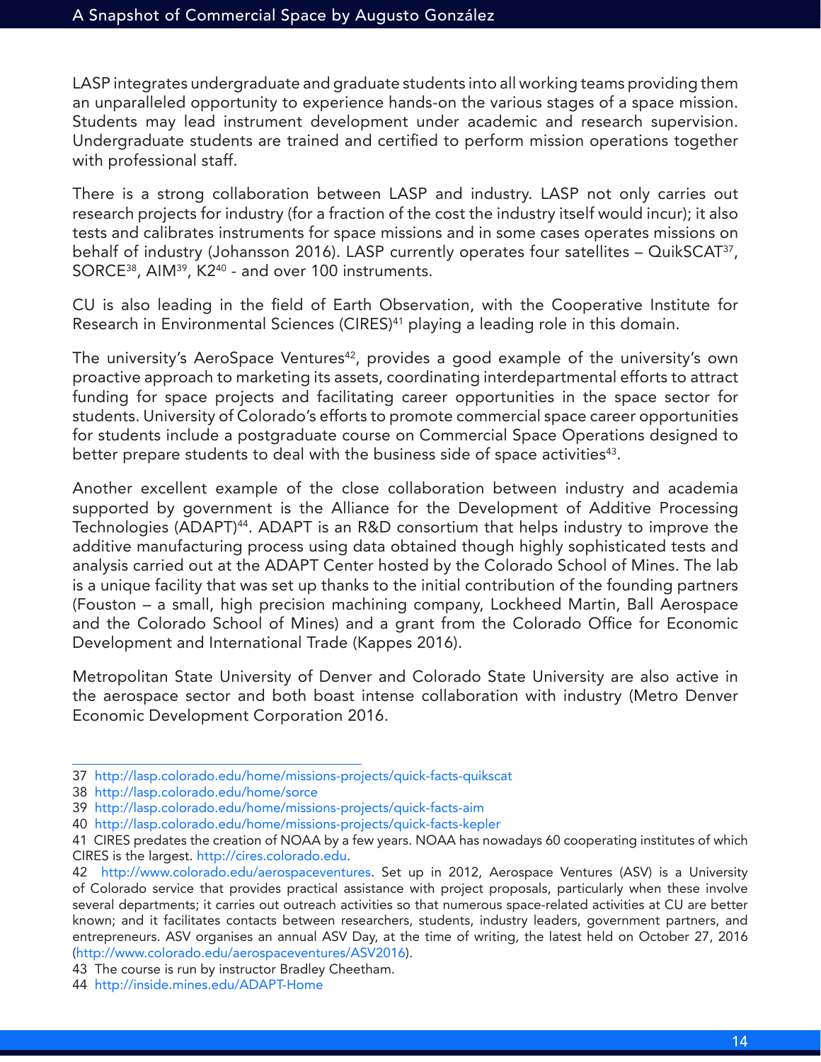LASP integrates undergraduate and graduate students into all working teams providing them an unparalleled opportunity to experience hands-on the various stages of a space mission. Students may lead instrument development under academic and research supervision. Undergraduate students are trained and certified to perform mission operations together with professional staff.

There is a strong collaboration between LASP and industry. LASP not only carries out research projects for industry (for a fraction of the cost the industry itself would incur); it also tests and calibrates instruments for space missions and in some cases operates missions on behalf of industry (Johansson 2016). LASP currently operates four satellites – QuikSCAT[37], SORCE[38], AIM[39], K2[40] - and over 100 instruments.

CU is also leading in the field of Earth Observation, with the Cooperative Institute for Research in Environmental Sciences (CIRES)[41] playing a leading role in this domain.

The university's AeroSpace Ventures[42], provides a good example of the university's own proactive approach to marketing its assets, coordinating interdepartmental efforts to attract funding for space projects and facilitating career opportunities in the space sector for students. University of Colorado's efforts to promote commercial space career opportunities for students include a postgraduate course on Commercial Space Operations designed to better prepare students to deal with the business side of space activities[43].

Another excellent example of the close collaboration between industry and academia supported by government is the Alliance for the Development of Additive Processing Technologies (ADAPT)[44]. ADAPT is an R&D consortium that helps industry to improve the additive manufacturing process using data obtained though highly sophisticated tests and analysis carried out at the ADAPT Center hosted by the Colorado School of Mines. The lab is a unique facility that was set up thanks to the initial contribution of the founding partners (Fouston – a small, high precision machining company, Lockheed Martin, Ball Aerospace and the Colorado School of Mines) and a grant from the Colorado Office for Economic Development and International Trade (Kappes 2016).

Metropolitan State University of Denver and Colorado State University are also active in the aerospace sector and both boast intense collaboration with industry (Metro Denver Economic Development Corporation 2016.

---

37 http://lasp.colorado.edu/home/missions-projects/quick-facts-quikscat

38 http://lasp.colorado.edu/home/sorce

39 http://lasp.colorado.edu/home/missions-projects/quick-facts-aim

40 http://lasp.colorado.edu/home/missions-projects/quick-facts-kepler

41 CIRES predates the creation of NOAA by a few years. NOAA has nowadays 60 cooperating institutes of which CIRES is the largest. http://cires.colorado.edu.

42 http://www.colorado.edu/aerospaceventures. Set up in 2012, Aerospace Ventures (ASV) is a University of Colorado service that provides practical assistance with project proposals, particularly when these involve several departments; it carries out outreach activities so that numerous space-related activities at CU are better known; and it facilitates contacts between researchers, students, industry leaders, government partners, and entrepreneurs. ASV organises an annual ASV Day, at the time of writing, the latest held on October 27, 2016 (http://www.colorado.edu/aerospaceventures/ASV2016).

43 The course is run by instructor Bradley Cheetham.

44 http://inside.mines.edu/ADAPT-Home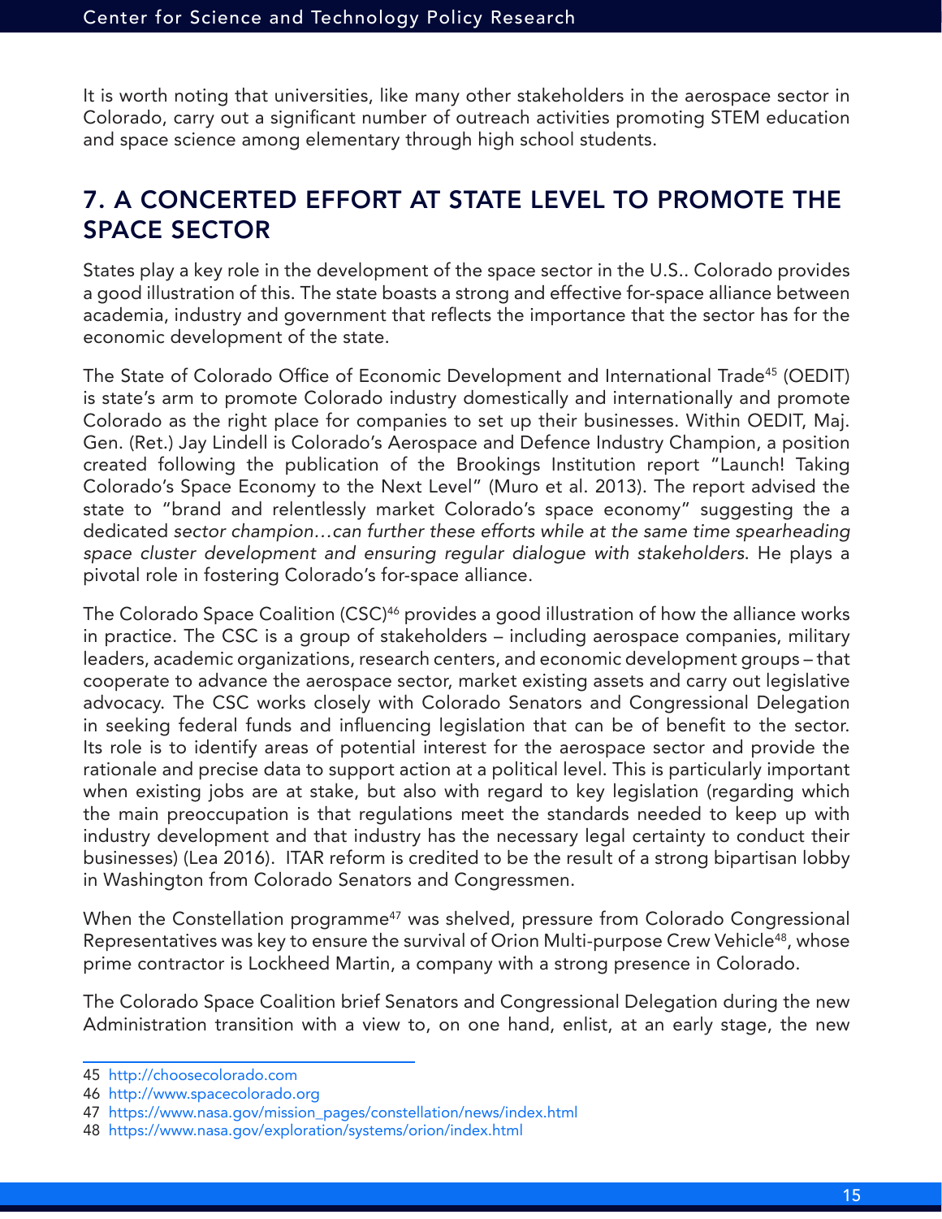It is worth noting that universities, like many other stakeholders in the aerospace sector in Colorado, carry out a significant number of outreach activities promoting STEM education and space science among elementary through high school students.

## 7. A CONCERTED EFFORT AT STATE LEVEL TO PROMOTE THE SPACE SECTOR

States play a key role in the development of the space sector in the U.S.. Colorado provides a good illustration of this. The state boasts a strong and effective for-space alliance between academia, industry and government that reflects the importance that the sector has for the economic development of the state.

The State of Colorado Office of Economic Development and International Trade[45] (OEDIT) is state's arm to promote Colorado industry domestically and internationally and promote Colorado as the right place for companies to set up their businesses. Within OEDIT, Maj. Gen. (Ret.) Jay Lindell is Colorado's Aerospace and Defence Industry Champion, a position created following the publication of the Brookings Institution report "Launch! Taking Colorado's Space Economy to the Next Level" (Muro et al. 2013). The report advised the state to "brand and relentlessly market Colorado's space economy" suggesting the a dedicated *sector champion…can further these efforts while at the same time spearheading space cluster development and ensuring regular dialogue with stakeholders*. He plays a pivotal role in fostering Colorado's for-space alliance.

The Colorado Space Coalition (CSC)[46] provides a good illustration of how the alliance works in practice. The CSC is a group of stakeholders – including aerospace companies, military leaders, academic organizations, research centers, and economic development groups – that cooperate to advance the aerospace sector, market existing assets and carry out legislative advocacy. The CSC works closely with Colorado Senators and Congressional Delegation in seeking federal funds and influencing legislation that can be of benefit to the sector. Its role is to identify areas of potential interest for the aerospace sector and provide the rationale and precise data to support action at a political level. This is particularly important when existing jobs are at stake, but also with regard to key legislation (regarding which the main preoccupation is that regulations meet the standards needed to keep up with industry development and that industry has the necessary legal certainty to conduct their businesses) (Lea 2016). ITAR reform is credited to be the result of a strong bipartisan lobby in Washington from Colorado Senators and Congressmen.

When the Constellation programme[47] was shelved, pressure from Colorado Congressional Representatives was key to ensure the survival of Orion Multi-purpose Crew Vehicle[48], whose prime contractor is Lockheed Martin, a company with a strong presence in Colorado.

The Colorado Space Coalition brief Senators and Congressional Delegation during the new Administration transition with a view to, on one hand, enlist, at an early stage, the new

---

45 http://choosecolorado.com

46 http://www.spacecolorado.org

47 https://www.nasa.gov/mission_pages/constellation/news/index.html

48 https://www.nasa.gov/exploration/systems/orion/index.html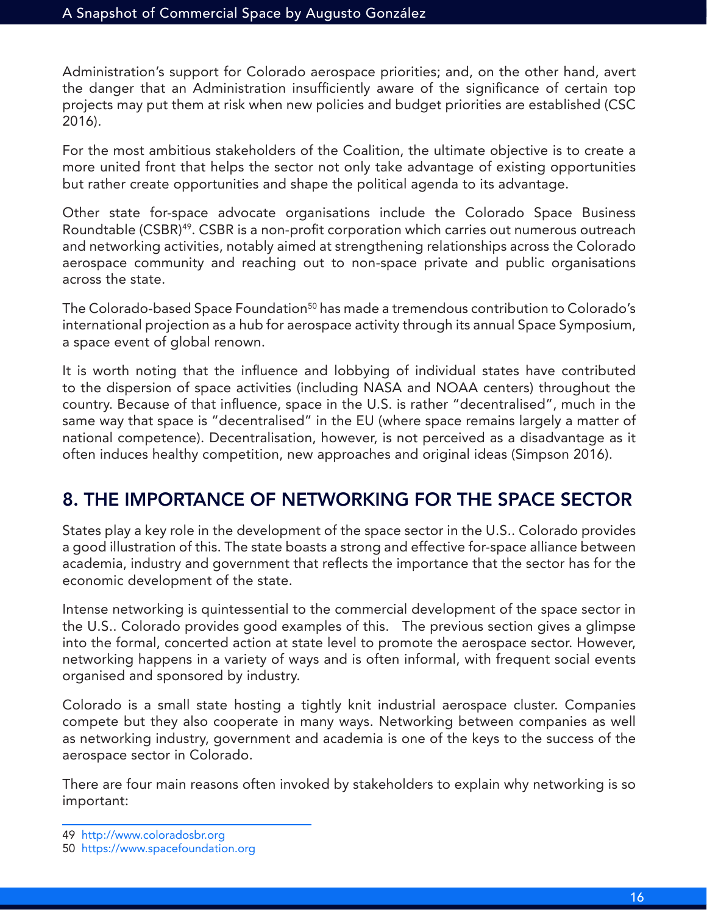Administration's support for Colorado aerospace priorities; and, on the other hand, avert the danger that an Administration insufficiently aware of the significance of certain top projects may put them at risk when new policies and budget priorities are established (CSC 2016).

For the most ambitious stakeholders of the Coalition, the ultimate objective is to create a more united front that helps the sector not only take advantage of existing opportunities but rather create opportunities and shape the political agenda to its advantage.

Other state for-space advocate organisations include the Colorado Space Business Roundtable (CSBR)[49]. CSBR is a non-profit corporation which carries out numerous outreach and networking activities, notably aimed at strengthening relationships across the Colorado aerospace community and reaching out to non-space private and public organisations across the state.

The Colorado-based Space Foundation[50] has made a tremendous contribution to Colorado's international projection as a hub for aerospace activity through its annual Space Symposium, a space event of global renown.

It is worth noting that the influence and lobbying of individual states have contributed to the dispersion of space activities (including NASA and NOAA centers) throughout the country. Because of that influence, space in the U.S. is rather "decentralised", much in the same way that space is "decentralised" in the EU (where space remains largely a matter of national competence). Decentralisation, however, is not perceived as a disadvantage as it often induces healthy competition, new approaches and original ideas (Simpson 2016).

## 8. THE IMPORTANCE OF NETWORKING FOR THE SPACE SECTOR

States play a key role in the development of the space sector in the U.S.. Colorado provides a good illustration of this. The state boasts a strong and effective for-space alliance between academia, industry and government that reflects the importance that the sector has for the economic development of the state.

Intense networking is quintessential to the commercial development of the space sector in the U.S.. Colorado provides good examples of this. The previous section gives a glimpse into the formal, concerted action at state level to promote the aerospace sector. However, networking happens in a variety of ways and is often informal, with frequent social events organised and sponsored by industry.

Colorado is a small state hosting a tightly knit industrial aerospace cluster. Companies compete but they also cooperate in many ways. Networking between companies as well as networking industry, government and academia is one of the keys to the success of the aerospace sector in Colorado.

There are four main reasons often invoked by stakeholders to explain why networking is so important:

---

49 http://www.coloradosbr.org

50 https://www.spacefoundation.org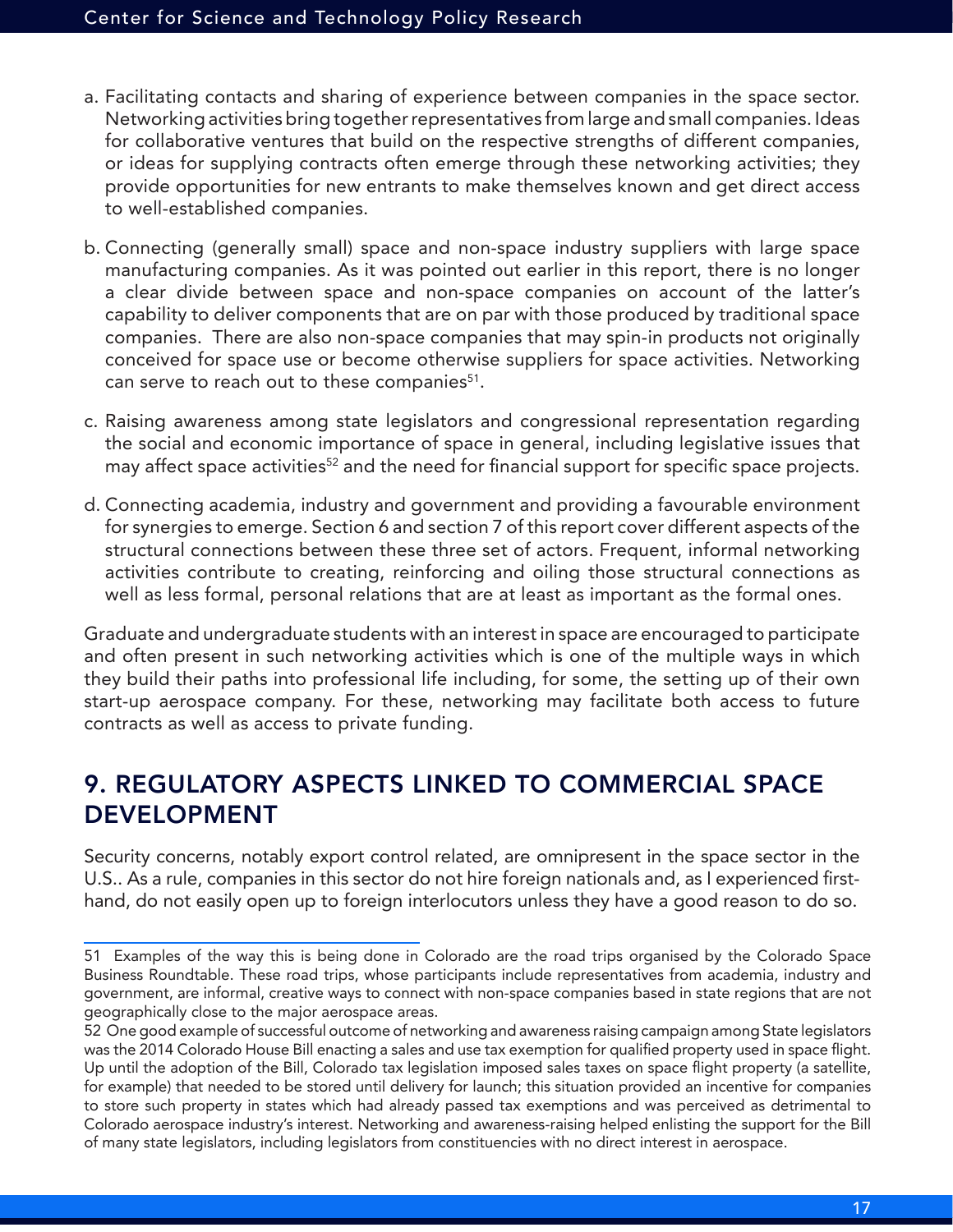a. Facilitating contacts and sharing of experience between companies in the space sector. Networking activities bring together representatives from large and small companies. Ideas for collaborative ventures that build on the respective strengths of different companies, or ideas for supplying contracts often emerge through these networking activities; they provide opportunities for new entrants to make themselves known and get direct access to well-established companies.

b. Connecting (generally small) space and non-space industry suppliers with large space manufacturing companies. As it was pointed out earlier in this report, there is no longer a clear divide between space and non-space companies on account of the latter's capability to deliver components that are on par with those produced by traditional space companies. There are also non-space companies that may spin-in products not originally conceived for space use or become otherwise suppliers for space activities. Networking can serve to reach out to these companies[51].

c. Raising awareness among state legislators and congressional representation regarding the social and economic importance of space in general, including legislative issues that may affect space activities[52] and the need for financial support for specific space projects.

d. Connecting academia, industry and government and providing a favourable environment for synergies to emerge. Section 6 and section 7 of this report cover different aspects of the structural connections between these three set of actors. Frequent, informal networking activities contribute to creating, reinforcing and oiling those structural connections as well as less formal, personal relations that are at least as important as the formal ones.

Graduate and undergraduate students with an interest in space are encouraged to participate and often present in such networking activities which is one of the multiple ways in which they build their paths into professional life including, for some, the setting up of their own start-up aerospace company. For these, networking may facilitate both access to future contracts as well as access to private funding.

## 9. REGULATORY ASPECTS LINKED TO COMMERCIAL SPACE DEVELOPMENT

Security concerns, notably export control related, are omnipresent in the space sector in the U.S.. As a rule, companies in this sector do not hire foreign nationals and, as I experienced first-hand, do not easily open up to foreign interlocutors unless they have a good reason to do so.

---

51 Examples of the way this is being done in Colorado are the road trips organised by the Colorado Space Business Roundtable. These road trips, whose participants include representatives from academia, industry and government, are informal, creative ways to connect with non-space companies based in state regions that are not geographically close to the major aerospace areas.

52 One good example of successful outcome of networking and awareness raising campaign among State legislators was the 2014 Colorado House Bill enacting a sales and use tax exemption for qualified property used in space flight. Up until the adoption of the Bill, Colorado tax legislation imposed sales taxes on space flight property (a satellite, for example) that needed to be stored until delivery for launch; this situation provided an incentive for companies to store such property in states which had already passed tax exemptions and was perceived as detrimental to Colorado aerospace industry's interest. Networking and awareness-raising helped enlisting the support for the Bill of many state legislators, including legislators from constituencies with no direct interest in aerospace.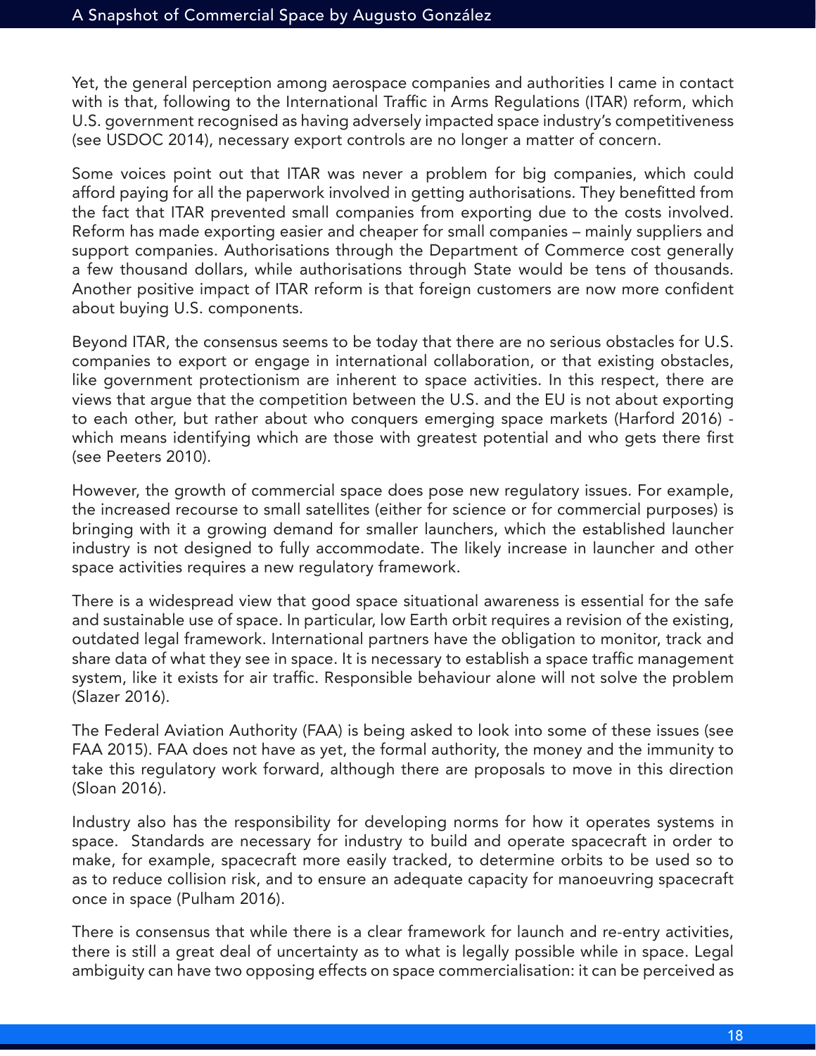Yet, the general perception among aerospace companies and authorities I came in contact with is that, following to the International Traffic in Arms Regulations (ITAR) reform, which U.S. government recognised as having adversely impacted space industry's competitiveness (see USDOC 2014), necessary export controls are no longer a matter of concern.

Some voices point out that ITAR was never a problem for big companies, which could afford paying for all the paperwork involved in getting authorisations. They benefitted from the fact that ITAR prevented small companies from exporting due to the costs involved. Reform has made exporting easier and cheaper for small companies – mainly suppliers and support companies. Authorisations through the Department of Commerce cost generally a few thousand dollars, while authorisations through State would be tens of thousands. Another positive impact of ITAR reform is that foreign customers are now more confident about buying U.S. components.

Beyond ITAR, the consensus seems to be today that there are no serious obstacles for U.S. companies to export or engage in international collaboration, or that existing obstacles, like government protectionism are inherent to space activities. In this respect, there are views that argue that the competition between the U.S. and the EU is not about exporting to each other, but rather about who conquers emerging space markets (Harford 2016) - which means identifying which are those with greatest potential and who gets there first (see Peeters 2010).

However, the growth of commercial space does pose new regulatory issues. For example, the increased recourse to small satellites (either for science or for commercial purposes) is bringing with it a growing demand for smaller launchers, which the established launcher industry is not designed to fully accommodate. The likely increase in launcher and other space activities requires a new regulatory framework.

There is a widespread view that good space situational awareness is essential for the safe and sustainable use of space. In particular, low Earth orbit requires a revision of the existing, outdated legal framework. International partners have the obligation to monitor, track and share data of what they see in space. It is necessary to establish a space traffic management system, like it exists for air traffic. Responsible behaviour alone will not solve the problem (Slazer 2016).

The Federal Aviation Authority (FAA) is being asked to look into some of these issues (see FAA 2015). FAA does not have as yet, the formal authority, the money and the immunity to take this regulatory work forward, although there are proposals to move in this direction (Sloan 2016).

Industry also has the responsibility for developing norms for how it operates systems in space. Standards are necessary for industry to build and operate spacecraft in order to make, for example, spacecraft more easily tracked, to determine orbits to be used so to as to reduce collision risk, and to ensure an adequate capacity for manoeuvring spacecraft once in space (Pulham 2016).

There is consensus that while there is a clear framework for launch and re-entry activities, there is still a great deal of uncertainty as to what is legally possible while in space. Legal ambiguity can have two opposing effects on space commercialisation: it can be perceived as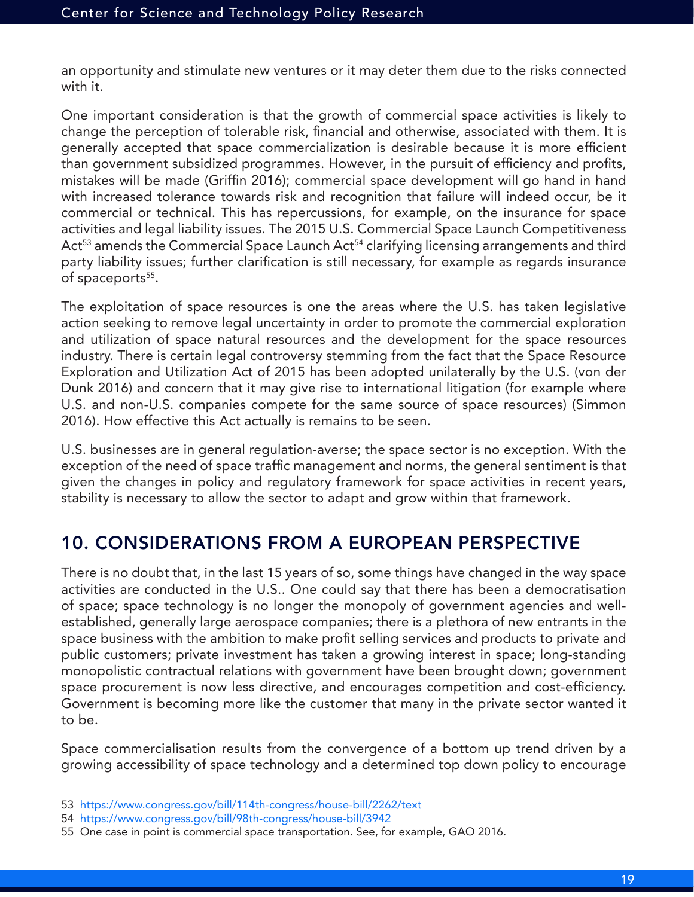an opportunity and stimulate new ventures or it may deter them due to the risks connected with it.

One important consideration is that the growth of commercial space activities is likely to change the perception of tolerable risk, financial and otherwise, associated with them. It is generally accepted that space commercialization is desirable because it is more efficient than government subsidized programmes. However, in the pursuit of efficiency and profits, mistakes will be made (Griffin 2016); commercial space development will go hand in hand with increased tolerance towards risk and recognition that failure will indeed occur, be it commercial or technical. This has repercussions, for example, on the insurance for space activities and legal liability issues. The 2015 U.S. Commercial Space Launch Competitiveness Act[53] amends the Commercial Space Launch Act[54] clarifying licensing arrangements and third party liability issues; further clarification is still necessary, for example as regards insurance of spaceports[55].

The exploitation of space resources is one the areas where the U.S. has taken legislative action seeking to remove legal uncertainty in order to promote the commercial exploration and utilization of space natural resources and the development for the space resources industry. There is certain legal controversy stemming from the fact that the Space Resource Exploration and Utilization Act of 2015 has been adopted unilaterally by the U.S. (von der Dunk 2016) and concern that it may give rise to international litigation (for example where U.S. and non-U.S. companies compete for the same source of space resources) (Simmon 2016). How effective this Act actually is remains to be seen.

U.S. businesses are in general regulation-averse; the space sector is no exception. With the exception of the need of space traffic management and norms, the general sentiment is that given the changes in policy and regulatory framework for space activities in recent years, stability is necessary to allow the sector to adapt and grow within that framework.

## 10. CONSIDERATIONS FROM A EUROPEAN PERSPECTIVE

There is no doubt that, in the last 15 years of so, some things have changed in the way space activities are conducted in the U.S.. One could say that there has been a democratisation of space; space technology is no longer the monopoly of government agencies and well-established, generally large aerospace companies; there is a plethora of new entrants in the space business with the ambition to make profit selling services and products to private and public customers; private investment has taken a growing interest in space; long-standing monopolistic contractual relations with government have been brought down; government space procurement is now less directive, and encourages competition and cost-efficiency. Government is becoming more like the customer that many in the private sector wanted it to be.

Space commercialisation results from the convergence of a bottom up trend driven by a growing accessibility of space technology and a determined top down policy to encourage

---

53 https://www.congress.gov/bill/114th-congress/house-bill/2262/text

54 https://www.congress.gov/bill/98th-congress/house-bill/3942

55 One case in point is commercial space transportation. See, for example, GAO 2016.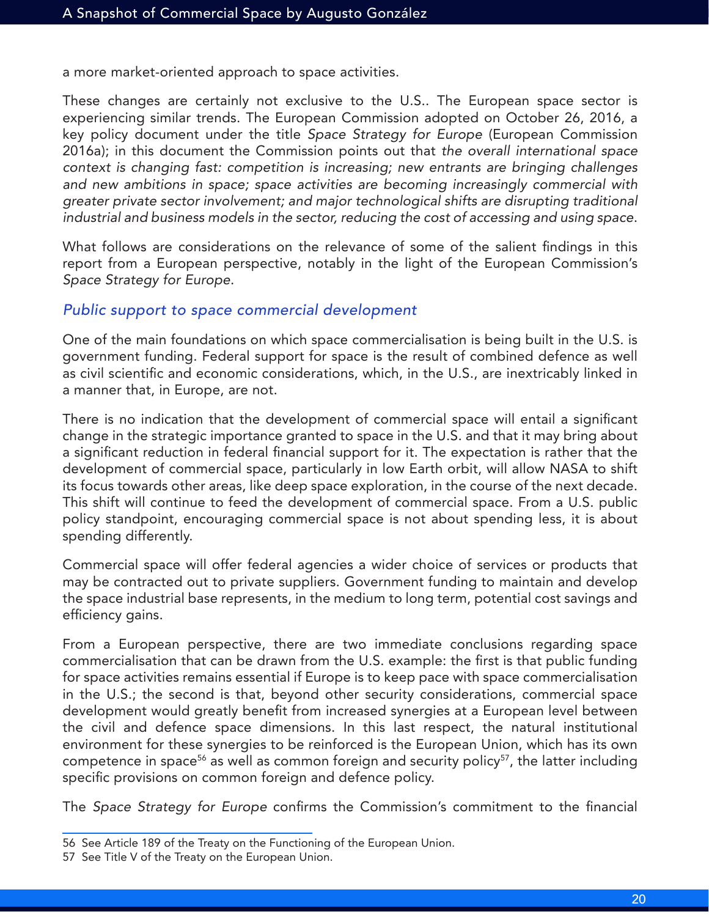a more market-oriented approach to space activities.

These changes are certainly not exclusive to the U.S.. The European space sector is experiencing similar trends. The European Commission adopted on October 26, 2016, a key policy document under the title *Space Strategy for Europe* (European Commission 2016a); in this document the Commission points out that *the overall international space context is changing fast: competition is increasing; new entrants are bringing challenges and new ambitions in space; space activities are becoming increasingly commercial with greater private sector involvement; and major technological shifts are disrupting traditional industrial and business models in the sector, reducing the cost of accessing and using space*.

What follows are considerations on the relevance of some of the salient findings in this report from a European perspective, notably in the light of the European Commission's *Space Strategy for Europe*.

### *Public support to space commercial development*

One of the main foundations on which space commercialisation is being built in the U.S. is government funding. Federal support for space is the result of combined defence as well as civil scientific and economic considerations, which, in the U.S., are inextricably linked in a manner that, in Europe, are not.

There is no indication that the development of commercial space will entail a significant change in the strategic importance granted to space in the U.S. and that it may bring about a significant reduction in federal financial support for it. The expectation is rather that the development of commercial space, particularly in low Earth orbit, will allow NASA to shift its focus towards other areas, like deep space exploration, in the course of the next decade. This shift will continue to feed the development of commercial space. From a U.S. public policy standpoint, encouraging commercial space is not about spending less, it is about spending differently.

Commercial space will offer federal agencies a wider choice of services or products that may be contracted out to private suppliers. Government funding to maintain and develop the space industrial base represents, in the medium to long term, potential cost savings and efficiency gains.

From a European perspective, there are two immediate conclusions regarding space commercialisation that can be drawn from the U.S. example: the first is that public funding for space activities remains essential if Europe is to keep pace with space commercialisation in the U.S.; the second is that, beyond other security considerations, commercial space development would greatly benefit from increased synergies at a European level between the civil and defence space dimensions. In this last respect, the natural institutional environment for these synergies to be reinforced is the European Union, which has its own competence in space[56] as well as common foreign and security policy[57], the latter including specific provisions on common foreign and defence policy.

The *Space Strategy for Europe* confirms the Commission's commitment to the financial

---

56 See Article 189 of the Treaty on the Functioning of the European Union.

57 See Title V of the Treaty on the European Union.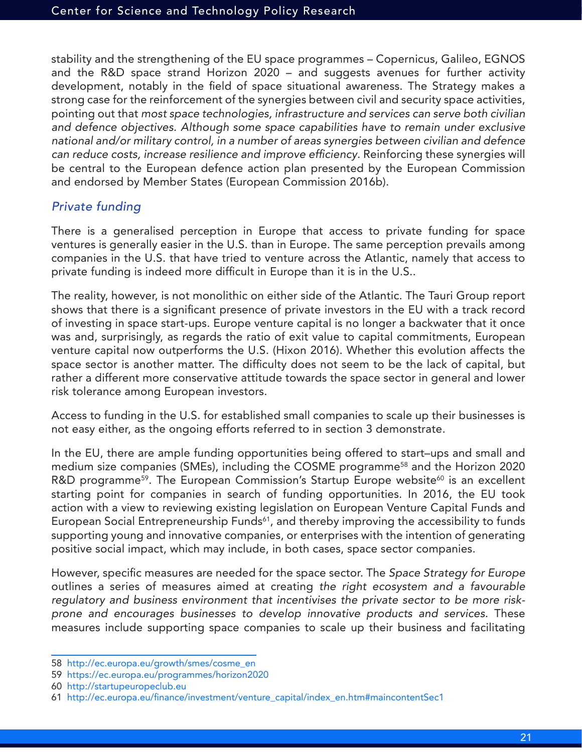stability and the strengthening of the EU space programmes – Copernicus, Galileo, EGNOS and the R&D space strand Horizon 2020 – and suggests avenues for further activity development, notably in the field of space situational awareness. The Strategy makes a strong case for the reinforcement of the synergies between civil and security space activities, pointing out that *most space technologies, infrastructure and services can serve both civilian and defence objectives. Although some space capabilities have to remain under exclusive national and/or military control, in a number of areas synergies between civilian and defence can reduce costs, increase resilience and improve efficiency*. Reinforcing these synergies will be central to the European defence action plan presented by the European Commission and endorsed by Member States (European Commission 2016b).

### *Private funding*

There is a generalised perception in Europe that access to private funding for space ventures is generally easier in the U.S. than in Europe. The same perception prevails among companies in the U.S. that have tried to venture across the Atlantic, namely that access to private funding is indeed more difficult in Europe than it is in the U.S..

The reality, however, is not monolithic on either side of the Atlantic. The Tauri Group report shows that there is a significant presence of private investors in the EU with a track record of investing in space start-ups. Europe venture capital is no longer a backwater that it once was and, surprisingly, as regards the ratio of exit value to capital commitments, European venture capital now outperforms the U.S. (Hixon 2016). Whether this evolution affects the space sector is another matter. The difficulty does not seem to be the lack of capital, but rather a different more conservative attitude towards the space sector in general and lower risk tolerance among European investors.

Access to funding in the U.S. for established small companies to scale up their businesses is not easy either, as the ongoing efforts referred to in section 3 demonstrate.

In the EU, there are ample funding opportunities being offered to start–ups and small and medium size companies (SMEs), including the COSME programme[58] and the Horizon 2020 R&D programme[59]. The European Commission's Startup Europe website[60] is an excellent starting point for companies in search of funding opportunities. In 2016, the EU took action with a view to reviewing existing legislation on European Venture Capital Funds and European Social Entrepreneurship Funds[61], and thereby improving the accessibility to funds supporting young and innovative companies, or enterprises with the intention of generating positive social impact, which may include, in both cases, space sector companies.

However, specific measures are needed for the space sector. The *Space Strategy for Europe* outlines a series of measures aimed at creating *the right ecosystem and a favourable regulatory and business environment that incentivises the private sector to be more risk-prone and encourages businesses to develop innovative products and services*. These measures include supporting space companies to scale up their business and facilitating

---

58 http://ec.europa.eu/growth/smes/cosme_en

59 https://ec.europa.eu/programmes/horizon2020

60 http://startupeuropeclub.eu

61 http://ec.europa.eu/finance/investment/venture_capital/index_en.htm#maincontentSec1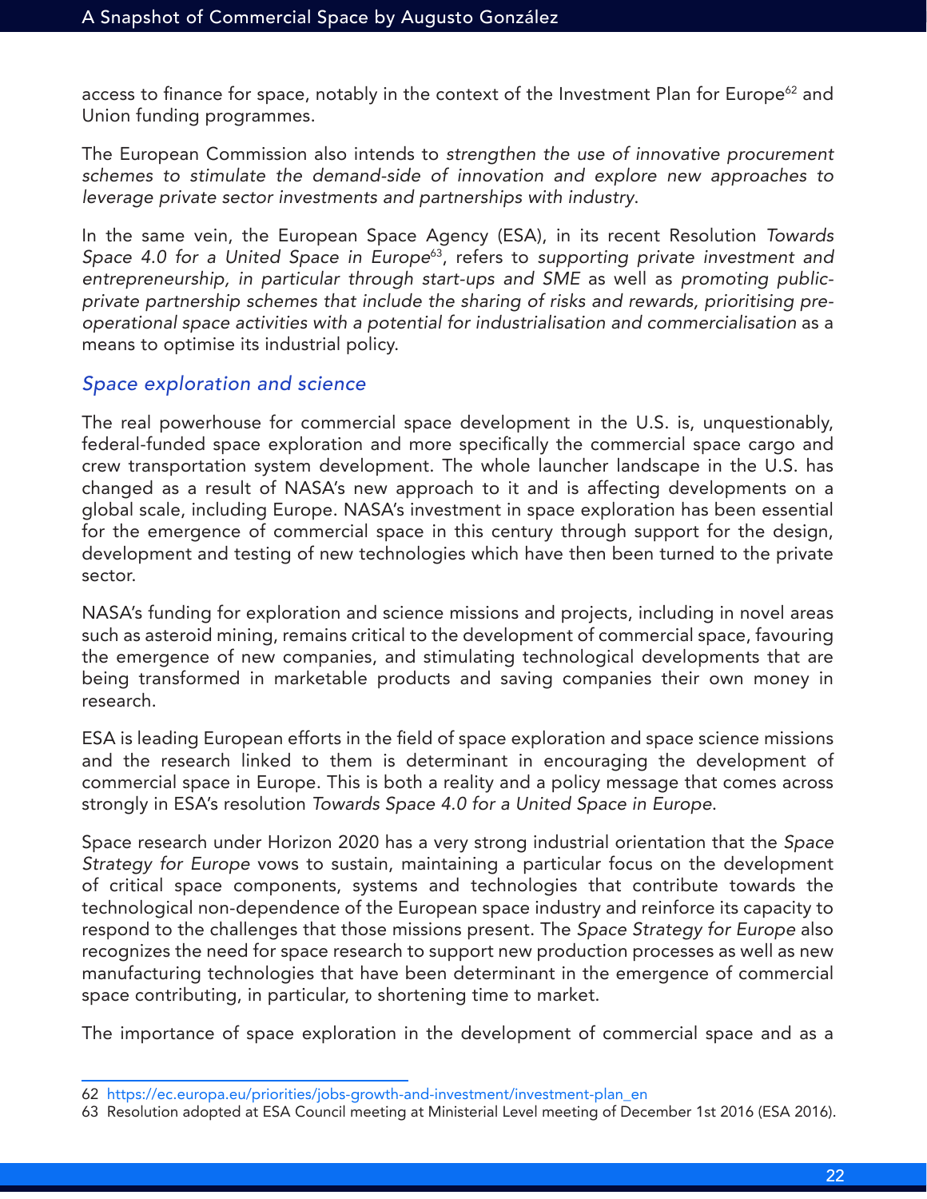access to finance for space, notably in the context of the Investment Plan for Europe[62] and Union funding programmes.

The European Commission also intends to *strengthen the use of innovative procurement schemes to stimulate the demand-side of innovation and explore new approaches to leverage private sector investments and partnerships with industry*.

In the same vein, the European Space Agency (ESA), in its recent Resolution *Towards Space 4.0 for a United Space in Europe*[63], refers to *supporting private investment and entrepreneurship, in particular through start-ups and SME* as well as *promoting public-private partnership schemes that include the sharing of risks and rewards, prioritising pre-operational space activities with a potential for industrialisation and commercialisation* as a means to optimise its industrial policy.

### *Space exploration and science*

The real powerhouse for commercial space development in the U.S. is, unquestionably, federal-funded space exploration and more specifically the commercial space cargo and crew transportation system development. The whole launcher landscape in the U.S. has changed as a result of NASA's new approach to it and is affecting developments on a global scale, including Europe. NASA's investment in space exploration has been essential for the emergence of commercial space in this century through support for the design, development and testing of new technologies which have then been turned to the private sector.

NASA's funding for exploration and science missions and projects, including in novel areas such as asteroid mining, remains critical to the development of commercial space, favouring the emergence of new companies, and stimulating technological developments that are being transformed in marketable products and saving companies their own money in research.

ESA is leading European efforts in the field of space exploration and space science missions and the research linked to them is determinant in encouraging the development of commercial space in Europe. This is both a reality and a policy message that comes across strongly in ESA's resolution *Towards Space 4.0 for a United Space in Europe*.

Space research under Horizon 2020 has a very strong industrial orientation that the *Space Strategy for Europe* vows to sustain, maintaining a particular focus on the development of critical space components, systems and technologies that contribute towards the technological non-dependence of the European space industry and reinforce its capacity to respond to the challenges that those missions present. The *Space Strategy for Europe* also recognizes the need for space research to support new production processes as well as new manufacturing technologies that have been determinant in the emergence of commercial space contributing, in particular, to shortening time to market.

The importance of space exploration in the development of commercial space and as a

---

62 https://ec.europa.eu/priorities/jobs-growth-and-investment/investment-plan_en

63 Resolution adopted at ESA Council meeting at Ministerial Level meeting of December 1st 2016 (ESA 2016).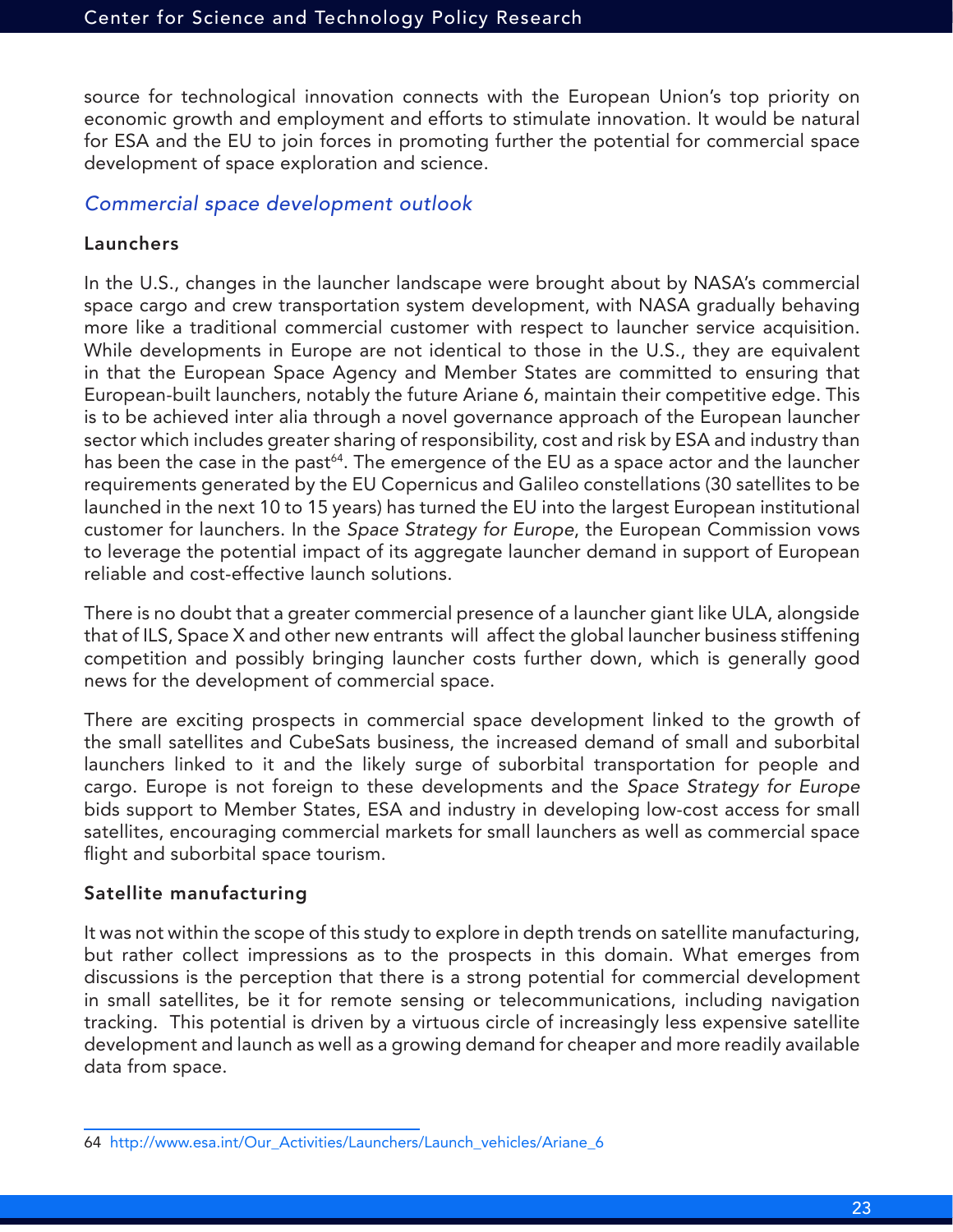source for technological innovation connects with the European Union's top priority on economic growth and employment and efforts to stimulate innovation. It would be natural for ESA and the EU to join forces in promoting further the potential for commercial space development of space exploration and science.

## *Commercial space development outlook*

### Launchers

In the U.S., changes in the launcher landscape were brought about by NASA's commercial space cargo and crew transportation system development, with NASA gradually behaving more like a traditional commercial customer with respect to launcher service acquisition. While developments in Europe are not identical to those in the U.S., they are equivalent in that the European Space Agency and Member States are committed to ensuring that European-built launchers, notably the future Ariane 6, maintain their competitive edge. This is to be achieved inter alia through a novel governance approach of the European launcher sector which includes greater sharing of responsibility, cost and risk by ESA and industry than has been the case in the past[64]. The emergence of the EU as a space actor and the launcher requirements generated by the EU Copernicus and Galileo constellations (30 satellites to be launched in the next 10 to 15 years) has turned the EU into the largest European institutional customer for launchers. In the *Space Strategy for Europe*, the European Commission vows to leverage the potential impact of its aggregate launcher demand in support of European reliable and cost-effective launch solutions.

There is no doubt that a greater commercial presence of a launcher giant like ULA, alongside that of ILS, Space X and other new entrants will affect the global launcher business stiffening competition and possibly bringing launcher costs further down, which is generally good news for the development of commercial space.

There are exciting prospects in commercial space development linked to the growth of the small satellites and CubeSats business, the increased demand of small and suborbital launchers linked to it and the likely surge of suborbital transportation for people and cargo. Europe is not foreign to these developments and the *Space Strategy for Europe* bids support to Member States, ESA and industry in developing low-cost access for small satellites, encouraging commercial markets for small launchers as well as commercial space flight and suborbital space tourism.

### Satellite manufacturing

It was not within the scope of this study to explore in depth trends on satellite manufacturing, but rather collect impressions as to the prospects in this domain. What emerges from discussions is the perception that there is a strong potential for commercial development in small satellites, be it for remote sensing or telecommunications, including navigation tracking. This potential is driven by a virtuous circle of increasingly less expensive satellite development and launch as well as a growing demand for cheaper and more readily available data from space.

---

64 http://www.esa.int/Our_Activities/Launchers/Launch_vehicles/Ariane_6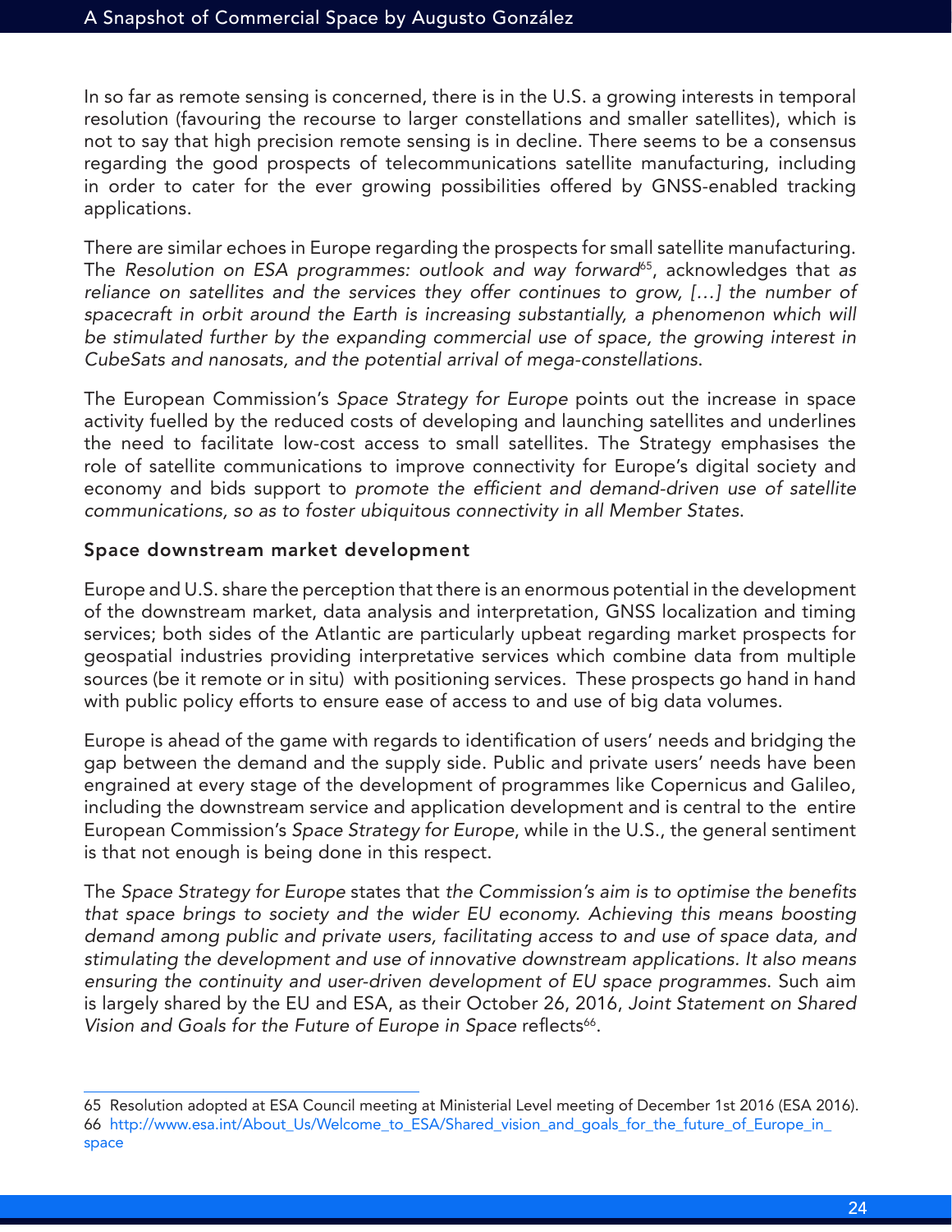In so far as remote sensing is concerned, there is in the U.S. a growing interests in temporal resolution (favouring the recourse to larger constellations and smaller satellites), which is not to say that high precision remote sensing is in decline. There seems to be a consensus regarding the good prospects of telecommunications satellite manufacturing, including in order to cater for the ever growing possibilities offered by GNSS-enabled tracking applications.

There are similar echoes in Europe regarding the prospects for small satellite manufacturing. The *Resolution on ESA programmes: outlook and way forward*[65], acknowledges that *as reliance on satellites and the services they offer continues to grow, […] the number of spacecraft in orbit around the Earth is increasing substantially, a phenomenon which will be stimulated further by the expanding commercial use of space, the growing interest in CubeSats and nanosats, and the potential arrival of mega-constellations.*

The European Commission's *Space Strategy for Europe* points out the increase in space activity fuelled by the reduced costs of developing and launching satellites and underlines the need to facilitate low-cost access to small satellites. The Strategy emphasises the role of satellite communications to improve connectivity for Europe's digital society and economy and bids support to *promote the efficient and demand-driven use of satellite communications, so as to foster ubiquitous connectivity in all Member States.*

### Space downstream market development

Europe and U.S. share the perception that there is an enormous potential in the development of the downstream market, data analysis and interpretation, GNSS localization and timing services; both sides of the Atlantic are particularly upbeat regarding market prospects for geospatial industries providing interpretative services which combine data from multiple sources (be it remote or in situ) with positioning services. These prospects go hand in hand with public policy efforts to ensure ease of access to and use of big data volumes.

Europe is ahead of the game with regards to identification of users' needs and bridging the gap between the demand and the supply side. Public and private users' needs have been engrained at every stage of the development of programmes like Copernicus and Galileo, including the downstream service and application development and is central to the entire European Commission's *Space Strategy for Europe*, while in the U.S., the general sentiment is that not enough is being done in this respect.

The *Space Strategy for Europe* states that *the Commission's aim is to optimise the benefits that space brings to society and the wider EU economy. Achieving this means boosting demand among public and private users, facilitating access to and use of space data, and stimulating the development and use of innovative downstream applications. It also means ensuring the continuity and user-driven development of EU space programmes.* Such aim is largely shared by the EU and ESA, as their October 26, 2016, *Joint Statement on Shared Vision and Goals for the Future of Europe in Space* reflects[66].

---

65 Resolution adopted at ESA Council meeting at Ministerial Level meeting of December 1st 2016 (ESA 2016).

66 http://www.esa.int/About_Us/Welcome_to_ESA/Shared_vision_and_goals_for_the_future_of_Europe_in_space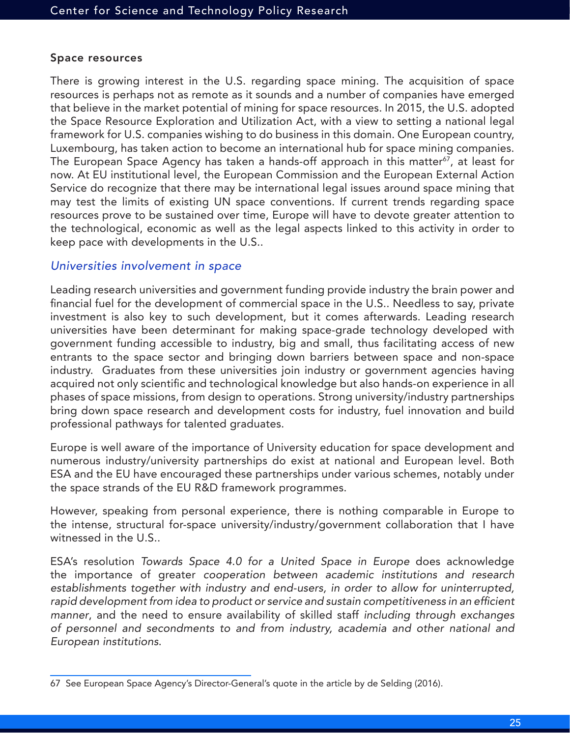### Space resources

There is growing interest in the U.S. regarding space mining. The acquisition of space resources is perhaps not as remote as it sounds and a number of companies have emerged that believe in the market potential of mining for space resources. In 2015, the U.S. adopted the Space Resource Exploration and Utilization Act, with a view to setting a national legal framework for U.S. companies wishing to do business in this domain. One European country, Luxembourg, has taken action to become an international hub for space mining companies. The European Space Agency has taken a hands-off approach in this matter[67], at least for now. At EU institutional level, the European Commission and the European External Action Service do recognize that there may be international legal issues around space mining that may test the limits of existing UN space conventions. If current trends regarding space resources prove to be sustained over time, Europe will have to devote greater attention to the technological, economic as well as the legal aspects linked to this activity in order to keep pace with developments in the U.S..

### *Universities involvement in space*

Leading research universities and government funding provide industry the brain power and financial fuel for the development of commercial space in the U.S.. Needless to say, private investment is also key to such development, but it comes afterwards. Leading research universities have been determinant for making space-grade technology developed with government funding accessible to industry, big and small, thus facilitating access of new entrants to the space sector and bringing down barriers between space and non-space industry. Graduates from these universities join industry or government agencies having acquired not only scientific and technological knowledge but also hands-on experience in all phases of space missions, from design to operations. Strong university/industry partnerships bring down space research and development costs for industry, fuel innovation and build professional pathways for talented graduates.

Europe is well aware of the importance of University education for space development and numerous industry/university partnerships do exist at national and European level. Both ESA and the EU have encouraged these partnerships under various schemes, notably under the space strands of the EU R&D framework programmes.

However, speaking from personal experience, there is nothing comparable in Europe to the intense, structural for-space university/industry/government collaboration that I have witnessed in the U.S..

ESA's resolution *Towards Space 4.0 for a United Space in Europe* does acknowledge the importance of greater *cooperation between academic institutions and research establishments together with industry and end-users, in order to allow for uninterrupted, rapid development from idea to product or service and sustain competitiveness in an efficient manner*, and the need to ensure availability of skilled staff *including through exchanges of personnel and secondments to and from industry, academia and other national and European institutions*.

---

67 See European Space Agency's Director-General's quote in the article by de Selding (2016).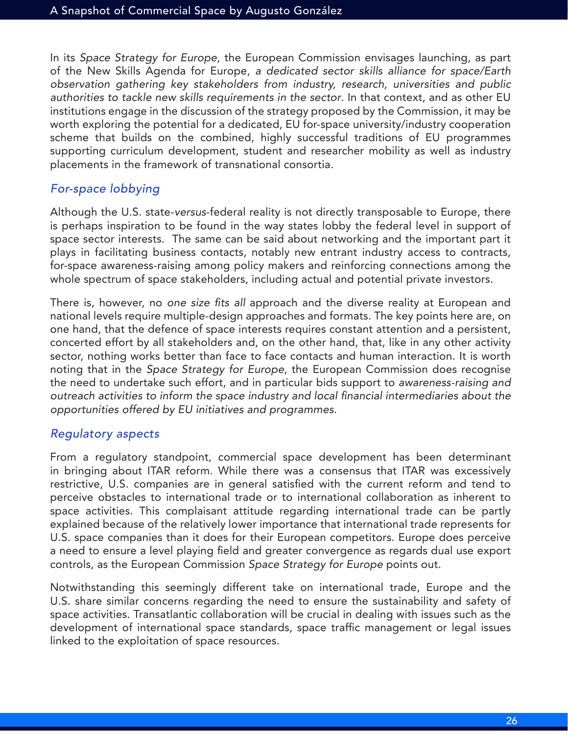In its *Space Strategy for Europe*, the European Commission envisages launching, as part of the New Skills Agenda for Europe, *a dedicated sector skills alliance for space/Earth observation gathering key stakeholders from industry, research, universities and public authorities to tackle new skills requirements in the sector*. In that context, and as other EU institutions engage in the discussion of the strategy proposed by the Commission, it may be worth exploring the potential for a dedicated, EU for-space university/industry cooperation scheme that builds on the combined, highly successful traditions of EU programmes supporting curriculum development, student and researcher mobility as well as industry placements in the framework of transnational consortia.

### *For-space lobbying*

Although the U.S. state-*versus*-federal reality is not directly transposable to Europe, there is perhaps inspiration to be found in the way states lobby the federal level in support of space sector interests. The same can be said about networking and the important part it plays in facilitating business contacts, notably new entrant industry access to contracts, for-space awareness-raising among policy makers and reinforcing connections among the whole spectrum of space stakeholders, including actual and potential private investors.

There is, however, no *one size fits all* approach and the diverse reality at European and national levels require multiple-design approaches and formats. The key points here are, on one hand, that the defence of space interests requires constant attention and a persistent, concerted effort by all stakeholders and, on the other hand, that, like in any other activity sector, nothing works better than face to face contacts and human interaction. It is worth noting that in the *Space Strategy for Europe*, the European Commission does recognise the need to undertake such effort, and in particular bids support to *awareness-raising and outreach activities to inform the space industry and local financial intermediaries about the opportunities offered by EU initiatives and programmes*.

### *Regulatory aspects*

From a regulatory standpoint, commercial space development has been determinant in bringing about ITAR reform. While there was a consensus that ITAR was excessively restrictive, U.S. companies are in general satisfied with the current reform and tend to perceive obstacles to international trade or to international collaboration as inherent to space activities. This complaisant attitude regarding international trade can be partly explained because of the relatively lower importance that international trade represents for U.S. space companies than it does for their European competitors. Europe does perceive a need to ensure a level playing field and greater convergence as regards dual use export controls, as the European Commission *Space Strategy for Europe* points out.

Notwithstanding this seemingly different take on international trade, Europe and the U.S. share similar concerns regarding the need to ensure the sustainability and safety of space activities. Transatlantic collaboration will be crucial in dealing with issues such as the development of international space standards, space traffic management or legal issues linked to the exploitation of space resources.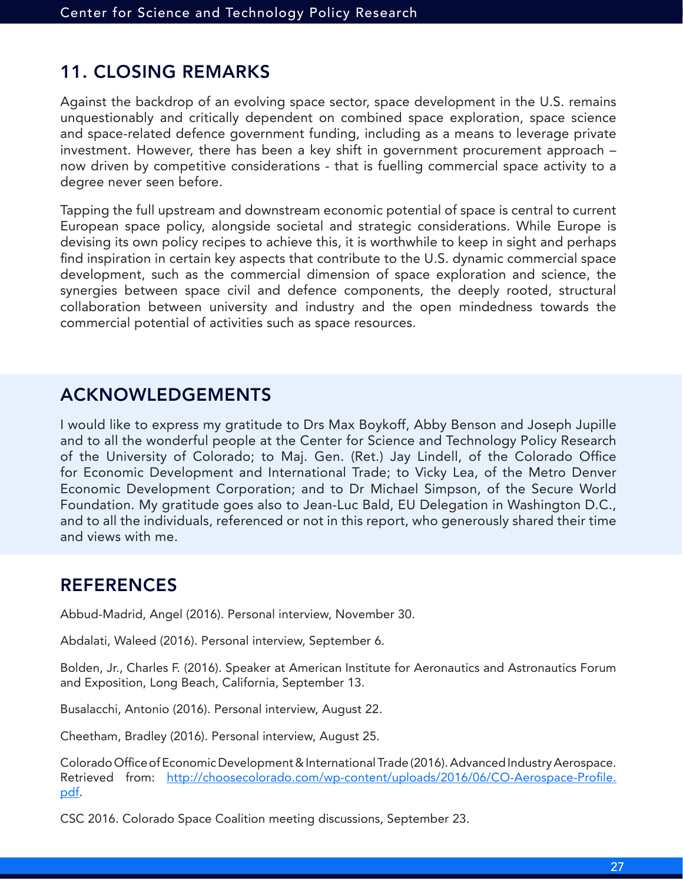## 11. CLOSING REMARKS

Against the backdrop of an evolving space sector, space development in the U.S. remains unquestionably and critically dependent on combined space exploration, space science and space-related defence government funding, including as a means to leverage private investment. However, there has been a key shift in government procurement approach – now driven by competitive considerations - that is fuelling commercial space activity to a degree never seen before.

Tapping the full upstream and downstream economic potential of space is central to current European space policy, alongside societal and strategic considerations. While Europe is devising its own policy recipes to achieve this, it is worthwhile to keep in sight and perhaps find inspiration in certain key aspects that contribute to the U.S. dynamic commercial space development, such as the commercial dimension of space exploration and science, the synergies between space civil and defence components, the deeply rooted, structural collaboration between university and industry and the open mindedness towards the commercial potential of activities such as space resources.

## ACKNOWLEDGEMENTS

I would like to express my gratitude to Drs Max Boykoff, Abby Benson and Joseph Jupille and to all the wonderful people at the Center for Science and Technology Policy Research of the University of Colorado; to Maj. Gen. (Ret.) Jay Lindell, of the Colorado Office for Economic Development and International Trade; to Vicky Lea, of the Metro Denver Economic Development Corporation; and to Dr Michael Simpson, of the Secure World Foundation. My gratitude goes also to Jean-Luc Bald, EU Delegation in Washington D.C., and to all the individuals, referenced or not in this report, who generously shared their time and views with me.

## REFERENCES

Abbud-Madrid, Angel (2016). Personal interview, November 30.

Abdalati, Waleed (2016). Personal interview, September 6.

Bolden, Jr., Charles F. (2016). Speaker at American Institute for Aeronautics and Astronautics Forum and Exposition, Long Beach, California, September 13.

Busalacchi, Antonio (2016). Personal interview, August 22.

Cheetham, Bradley (2016). Personal interview, August 25.

Colorado Office of Economic Development & International Trade (2016). Advanced Industry Aerospace. Retrieved from: http://choosecolorado.com/wp-content/uploads/2016/06/CO-Aerospace-Profile.pdf.

CSC 2016. Colorado Space Coalition meeting discussions, September 23.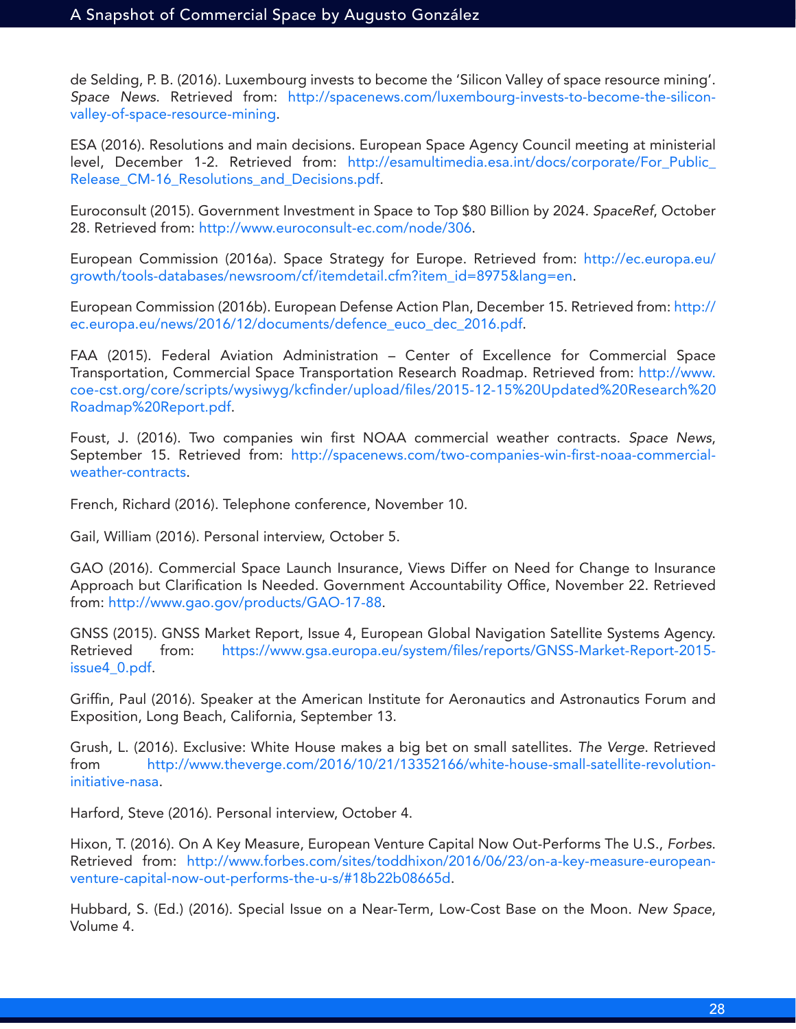de Selding, P. B. (2016). Luxembourg invests to become the 'Silicon Valley of space resource mining'. *Space News*. Retrieved from: http://spacenews.com/luxembourg-invests-to-become-the-silicon-valley-of-space-resource-mining.

ESA (2016). Resolutions and main decisions. European Space Agency Council meeting at ministerial level, December 1-2. Retrieved from: http://esamultimedia.esa.int/docs/corporate/For_Public_Release_CM-16_Resolutions_and_Decisions.pdf.

Euroconsult (2015). Government Investment in Space to Top $80 Billion by 2024. *SpaceRef*, October 28. Retrieved from: http://www.euroconsult-ec.com/node/306.

European Commission (2016a). Space Strategy for Europe. Retrieved from: http://ec.europa.eu/growth/tools-databases/newsroom/cf/itemdetail.cfm?item_id=8975&lang=en.

European Commission (2016b). European Defense Action Plan, December 15. Retrieved from: http://ec.europa.eu/news/2016/12/documents/defence_euco_dec_2016.pdf.

FAA (2015). Federal Aviation Administration – Center of Excellence for Commercial Space Transportation, Commercial Space Transportation Research Roadmap. Retrieved from: http://www.coe-cst.org/core/scripts/wysiwyg/kcfinder/upload/files/2015-12-15%20Updated%20Research%20Roadmap%20Report.pdf.

Foust, J. (2016). Two companies win first NOAA commercial weather contracts. *Space News*, September 15. Retrieved from: http://spacenews.com/two-companies-win-first-noaa-commercial-weather-contracts.

French, Richard (2016). Telephone conference, November 10.

Gail, William (2016). Personal interview, October 5.

GAO (2016). Commercial Space Launch Insurance, Views Differ on Need for Change to Insurance Approach but Clarification Is Needed. Government Accountability Office, November 22. Retrieved from: http://www.gao.gov/products/GAO-17-88.

GNSS (2015). GNSS Market Report, Issue 4, European Global Navigation Satellite Systems Agency. Retrieved from: https://www.gsa.europa.eu/system/files/reports/GNSS-Market-Report-2015-issue4_0.pdf.

Griffin, Paul (2016). Speaker at the American Institute for Aeronautics and Astronautics Forum and Exposition, Long Beach, California, September 13.

Grush, L. (2016). Exclusive: White House makes a big bet on small satellites. *The Verge*. Retrieved from http://www.theverge.com/2016/10/21/13352166/white-house-small-satellite-revolution-initiative-nasa.

Harford, Steve (2016). Personal interview, October 4.

Hixon, T. (2016). On A Key Measure, European Venture Capital Now Out-Performs The U.S., *Forbes*. Retrieved from: http://www.forbes.com/sites/toddhixon/2016/06/23/on-a-key-measure-european-venture-capital-now-out-performs-the-u-s/#18b22b08665d.

Hubbard, S. (Ed.) (2016). Special Issue on a Near-Term, Low-Cost Base on the Moon. *New Space*, Volume 4.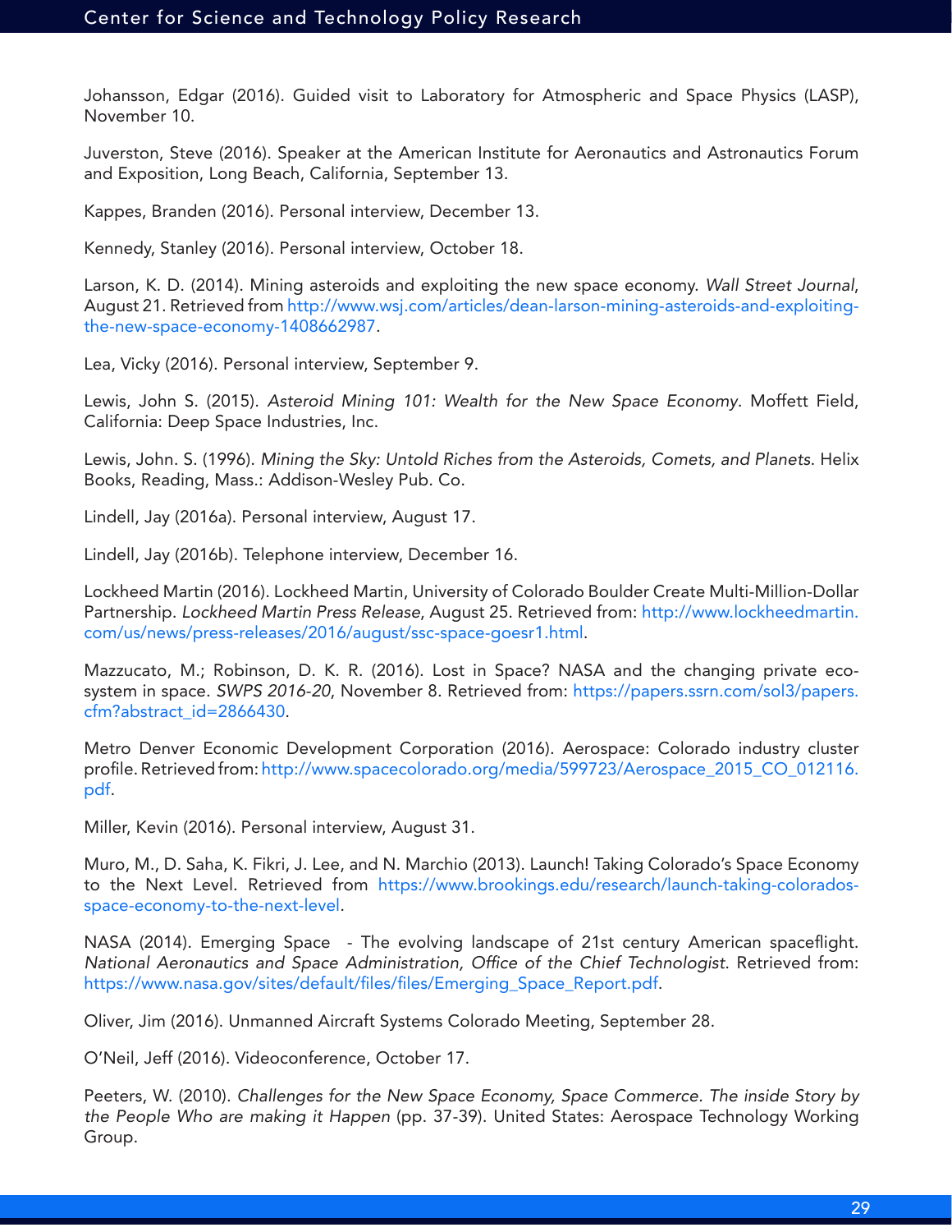Johansson, Edgar (2016). Guided visit to Laboratory for Atmospheric and Space Physics (LASP), November 10.

Juverston, Steve (2016). Speaker at the American Institute for Aeronautics and Astronautics Forum and Exposition, Long Beach, California, September 13.

Kappes, Branden (2016). Personal interview, December 13.

Kennedy, Stanley (2016). Personal interview, October 18.

Larson, K. D. (2014). Mining asteroids and exploiting the new space economy. *Wall Street Journal*, August 21. Retrieved from http://www.wsj.com/articles/dean-larson-mining-asteroids-and-exploiting-the-new-space-economy-1408662987.

Lea, Vicky (2016). Personal interview, September 9.

Lewis, John S. (2015). *Asteroid Mining 101: Wealth for the New Space Economy*. Moffett Field, California: Deep Space Industries, Inc.

Lewis, John. S. (1996). *Mining the Sky: Untold Riches from the Asteroids, Comets, and Planets*. Helix Books, Reading, Mass.: Addison-Wesley Pub. Co.

Lindell, Jay (2016a). Personal interview, August 17.

Lindell, Jay (2016b). Telephone interview, December 16.

Lockheed Martin (2016). Lockheed Martin, University of Colorado Boulder Create Multi-Million-Dollar Partnership. *Lockheed Martin Press Release*, August 25. Retrieved from: http://www.lockheedmartin.com/us/news/press-releases/2016/august/ssc-space-goesr1.html.

Mazzucato, M.; Robinson, D. K. R. (2016). Lost in Space? NASA and the changing private eco-system in space. *SWPS 2016-20*, November 8. Retrieved from: https://papers.ssrn.com/sol3/papers.cfm?abstract_id=2866430.

Metro Denver Economic Development Corporation (2016). Aerospace: Colorado industry cluster profile. Retrieved from: http://www.spacecolorado.org/media/599723/Aerospace_2015_CO_012116.pdf.

Miller, Kevin (2016). Personal interview, August 31.

Muro, M., D. Saha, K. Fikri, J. Lee, and N. Marchio (2013). Launch! Taking Colorado's Space Economy to the Next Level. Retrieved from https://www.brookings.edu/research/launch-taking-colorados-space-economy-to-the-next-level.

NASA (2014). Emerging Space - The evolving landscape of 21st century American spaceflight. *National Aeronautics and Space Administration, Office of the Chief Technologist.* Retrieved from: https://www.nasa.gov/sites/default/files/files/Emerging_Space_Report.pdf.

Oliver, Jim (2016). Unmanned Aircraft Systems Colorado Meeting, September 28.

O'Neil, Jeff (2016). Videoconference, October 17.

Peeters, W. (2010). *Challenges for the New Space Economy, Space Commerce. The inside Story by the People Who are making it Happen* (pp. 37-39). United States: Aerospace Technology Working Group.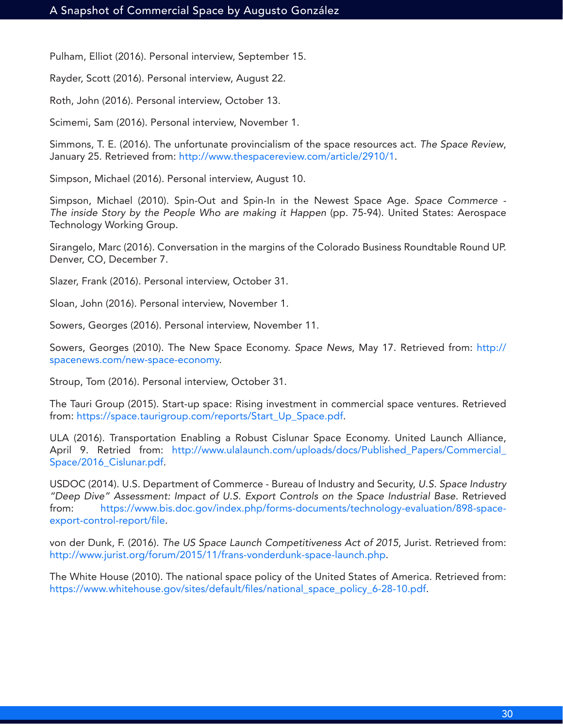Pulham, Elliot (2016). Personal interview, September 15.

Rayder, Scott (2016). Personal interview, August 22.

Roth, John (2016). Personal interview, October 13.

Scimemi, Sam (2016). Personal interview, November 1.

Simmons, T. E. (2016). The unfortunate provincialism of the space resources act. *The Space Review*, January 25. Retrieved from: http://www.thespacereview.com/article/2910/1.

Simpson, Michael (2016). Personal interview, August 10.

Simpson, Michael (2010). Spin-Out and Spin-In in the Newest Space Age. *Space Commerce - The inside Story by the People Who are making it Happen* (pp. 75-94). United States: Aerospace Technology Working Group.

Sirangelo, Marc (2016). Conversation in the margins of the Colorado Business Roundtable Round UP. Denver, CO, December 7.

Slazer, Frank (2016). Personal interview, October 31.

Sloan, John (2016). Personal interview, November 1.

Sowers, Georges (2016). Personal interview, November 11.

Sowers, Georges (2010). The New Space Economy. *Space News*, May 17. Retrieved from: http://spacenews.com/new-space-economy.

Stroup, Tom (2016). Personal interview, October 31.

The Tauri Group (2015). Start-up space: Rising investment in commercial space ventures. Retrieved from: https://space.taurigroup.com/reports/Start_Up_Space.pdf.

ULA (2016). Transportation Enabling a Robust Cislunar Space Economy. United Launch Alliance, April 9. Retried from: http://www.ulalaunch.com/uploads/docs/Published_Papers/Commercial_Space/2016_Cislunar.pdf.

USDOC (2014). U.S. Department of Commerce - Bureau of Industry and Security, *U.S. Space Industry "Deep Dive" Assessment: Impact of U.S. Export Controls on the Space Industrial Base*. Retrieved from: https://www.bis.doc.gov/index.php/forms-documents/technology-evaluation/898-space-export-control-report/file.

von der Dunk, F. (2016). *The US Space Launch Competitiveness Act of 2015*, Jurist. Retrieved from: http://www.jurist.org/forum/2015/11/frans-vonderdunk-space-launch.php.

The White House (2010). The national space policy of the United States of America. Retrieved from: https://www.whitehouse.gov/sites/default/files/national_space_policy_6-28-10.pdf.